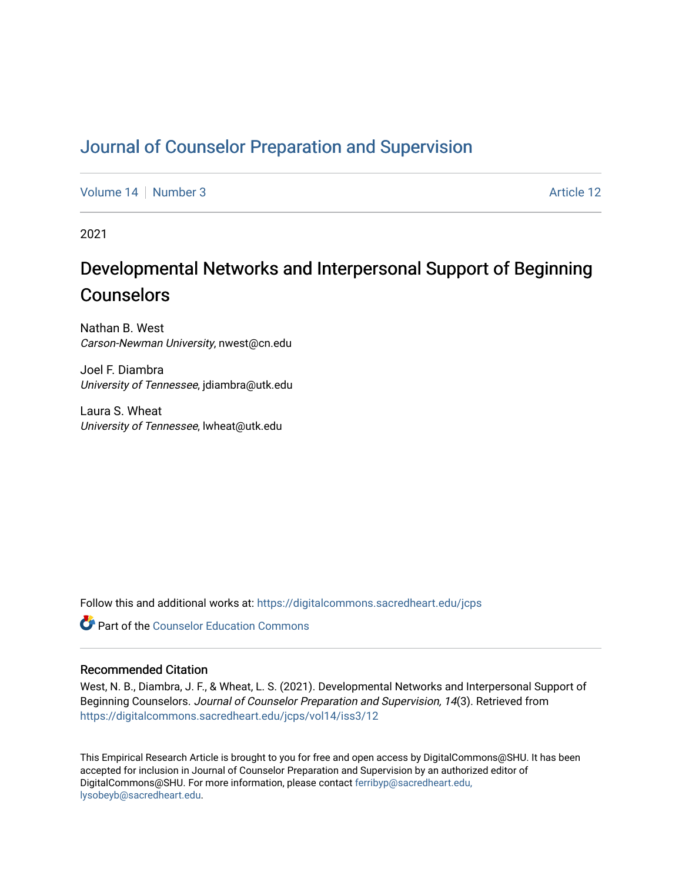# Journal of Counselor Preparation and Supervision

Volume 14 | Number 3 — Article 12

2021

## Developmental Networks and Interpersonal Support of Beginning Counselors

Nathan B. West
*Carson-Newman University*, nwest@cn.edu

Joel F. Diambra
*University of Tennessee*, jdiambra@utk.edu

Laura S. Wheat
*University of Tennessee*, lwheat@utk.edu

Follow this and additional works at: https://digitalcommons.sacredheart.edu/jcps

Part of the Counselor Education Commons

### Recommended Citation

West, N. B., Diambra, J. F., & Wheat, L. S. (2021). Developmental Networks and Interpersonal Support of Beginning Counselors. *Journal of Counselor Preparation and Supervision, 14*(3). Retrieved from https://digitalcommons.sacredheart.edu/jcps/vol14/iss3/12

This Empirical Research Article is brought to you for free and open access by DigitalCommons@SHU. It has been accepted for inclusion in Journal of Counselor Preparation and Supervision by an authorized editor of DigitalCommons@SHU. For more information, please contact ferribyp@sacredheart.edu, lysobeyb@sacredheart.edu.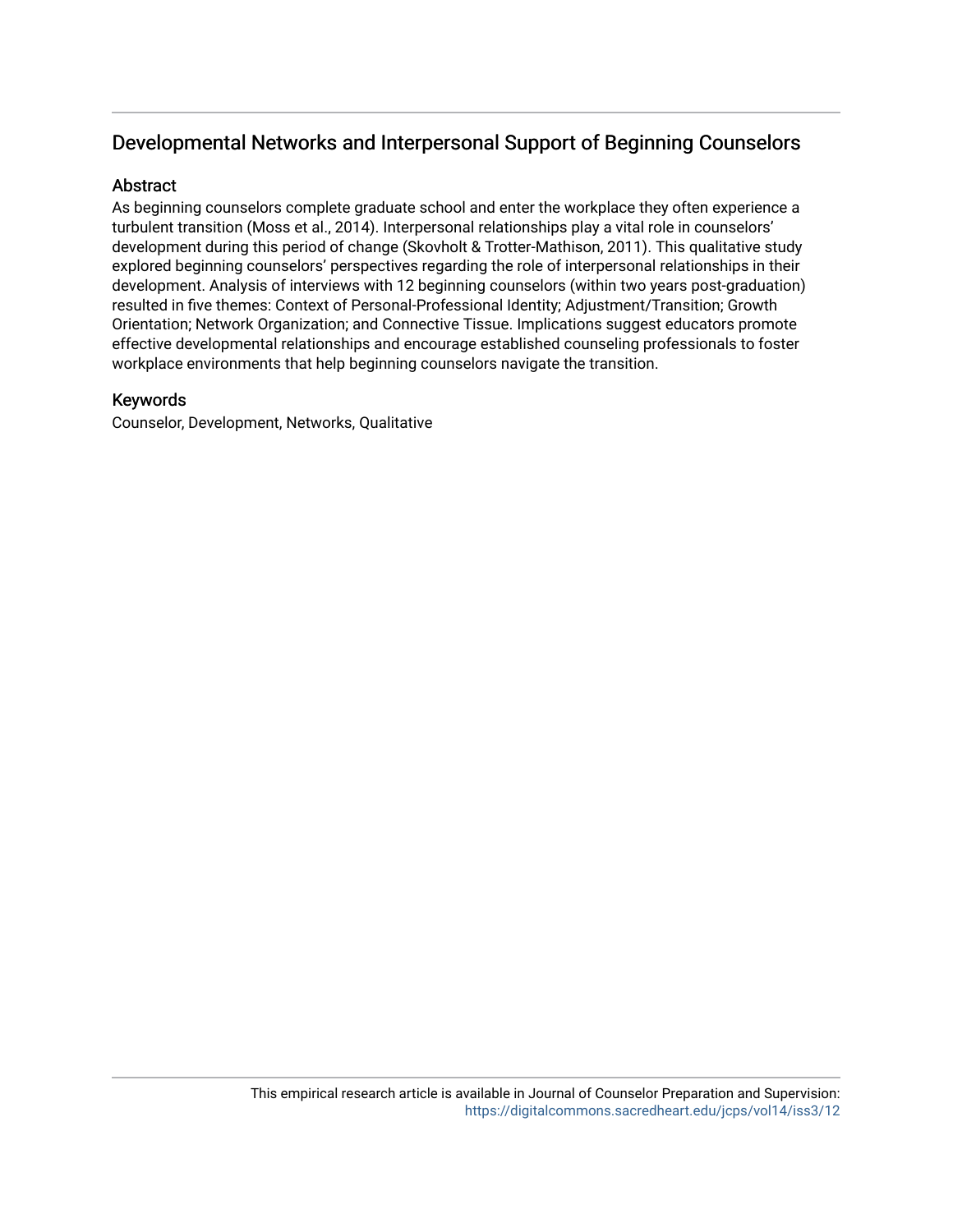## Developmental Networks and Interpersonal Support of Beginning Counselors

### Abstract

As beginning counselors complete graduate school and enter the workplace they often experience a turbulent transition (Moss et al., 2014). Interpersonal relationships play a vital role in counselors' development during this period of change (Skovholt & Trotter-Mathison, 2011). This qualitative study explored beginning counselors' perspectives regarding the role of interpersonal relationships in their development. Analysis of interviews with 12 beginning counselors (within two years post-graduation) resulted in five themes: Context of Personal-Professional Identity; Adjustment/Transition; Growth Orientation; Network Organization; and Connective Tissue. Implications suggest educators promote effective developmental relationships and encourage established counseling professionals to foster workplace environments that help beginning counselors navigate the transition.

### Keywords

Counselor, Development, Networks, Qualitative

This empirical research article is available in Journal of Counselor Preparation and Supervision: https://digitalcommons.sacredheart.edu/jcps/vol14/iss3/12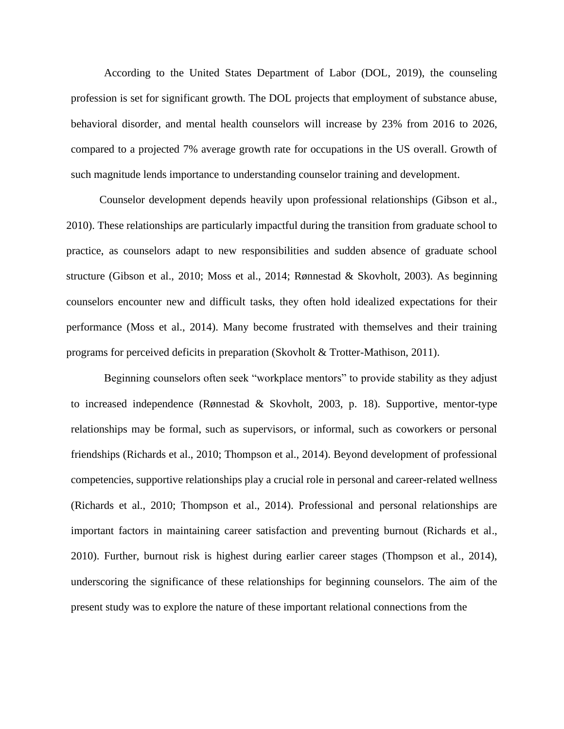According to the United States Department of Labor (DOL, 2019), the counseling profession is set for significant growth. The DOL projects that employment of substance abuse, behavioral disorder, and mental health counselors will increase by 23% from 2016 to 2026, compared to a projected 7% average growth rate for occupations in the US overall. Growth of such magnitude lends importance to understanding counselor training and development.

Counselor development depends heavily upon professional relationships (Gibson et al., 2010). These relationships are particularly impactful during the transition from graduate school to practice, as counselors adapt to new responsibilities and sudden absence of graduate school structure (Gibson et al., 2010; Moss et al., 2014; Rønnestad & Skovholt, 2003). As beginning counselors encounter new and difficult tasks, they often hold idealized expectations for their performance (Moss et al., 2014). Many become frustrated with themselves and their training programs for perceived deficits in preparation (Skovholt & Trotter-Mathison, 2011).

Beginning counselors often seek "workplace mentors" to provide stability as they adjust to increased independence (Rønnestad & Skovholt, 2003, p. 18). Supportive, mentor-type relationships may be formal, such as supervisors, or informal, such as coworkers or personal friendships (Richards et al., 2010; Thompson et al., 2014). Beyond development of professional competencies, supportive relationships play a crucial role in personal and career-related wellness (Richards et al., 2010; Thompson et al., 2014). Professional and personal relationships are important factors in maintaining career satisfaction and preventing burnout (Richards et al., 2010). Further, burnout risk is highest during earlier career stages (Thompson et al., 2014), underscoring the significance of these relationships for beginning counselors. The aim of the present study was to explore the nature of these important relational connections from the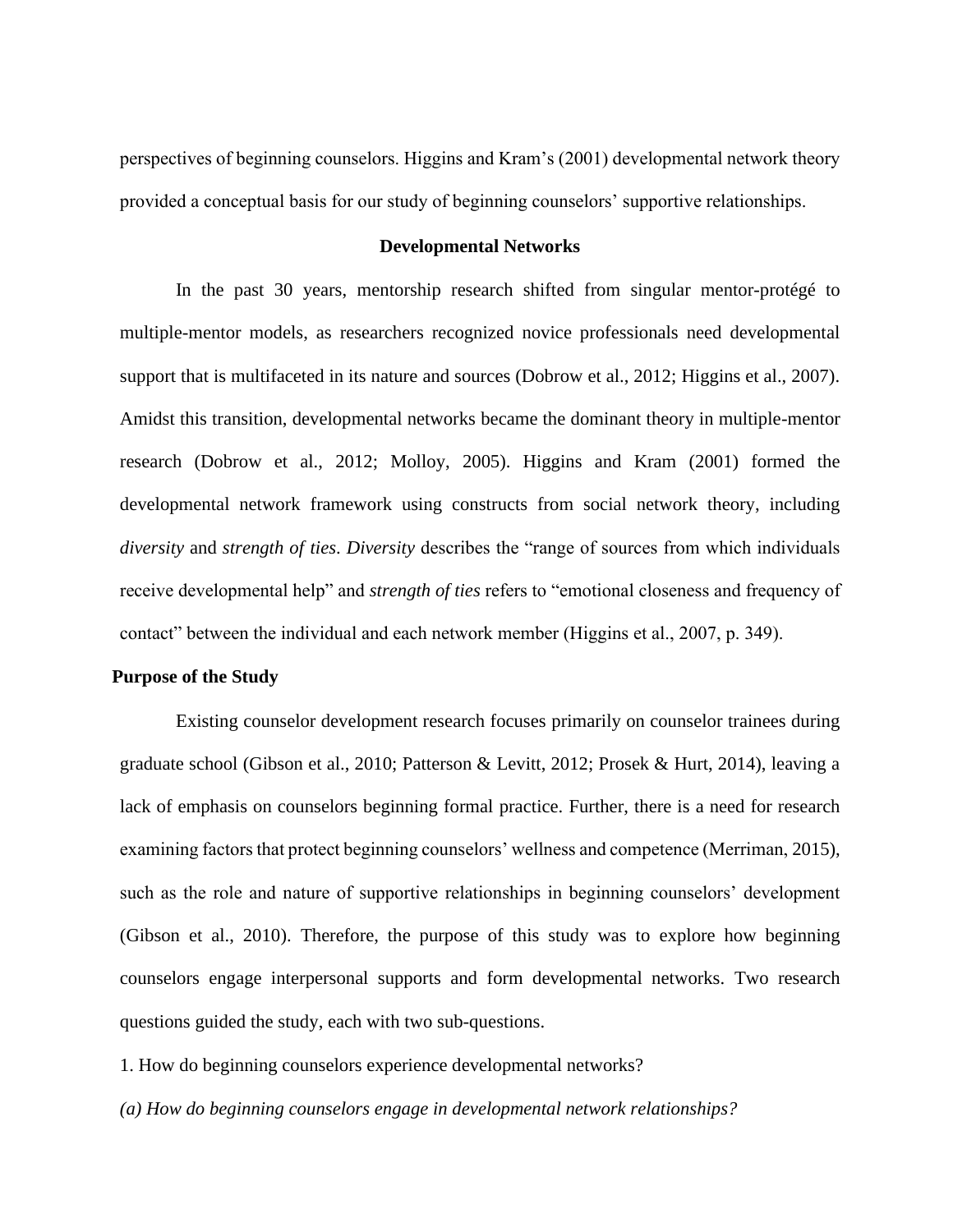perspectives of beginning counselors. Higgins and Kram's (2001) developmental network theory provided a conceptual basis for our study of beginning counselors' supportive relationships.

## Developmental Networks

In the past 30 years, mentorship research shifted from singular mentor-protégé to multiple-mentor models, as researchers recognized novice professionals need developmental support that is multifaceted in its nature and sources (Dobrow et al., 2012; Higgins et al., 2007). Amidst this transition, developmental networks became the dominant theory in multiple-mentor research (Dobrow et al., 2012; Molloy, 2005). Higgins and Kram (2001) formed the developmental network framework using constructs from social network theory, including *diversity* and *strength of ties*. *Diversity* describes the "range of sources from which individuals receive developmental help" and *strength of ties* refers to "emotional closeness and frequency of contact" between the individual and each network member (Higgins et al., 2007, p. 349).

### Purpose of the Study

Existing counselor development research focuses primarily on counselor trainees during graduate school (Gibson et al., 2010; Patterson & Levitt, 2012; Prosek & Hurt, 2014), leaving a lack of emphasis on counselors beginning formal practice. Further, there is a need for research examining factors that protect beginning counselors' wellness and competence (Merriman, 2015), such as the role and nature of supportive relationships in beginning counselors' development (Gibson et al., 2010). Therefore, the purpose of this study was to explore how beginning counselors engage interpersonal supports and form developmental networks. Two research questions guided the study, each with two sub-questions.

1. How do beginning counselors experience developmental networks?

*(a) How do beginning counselors engage in developmental network relationships?*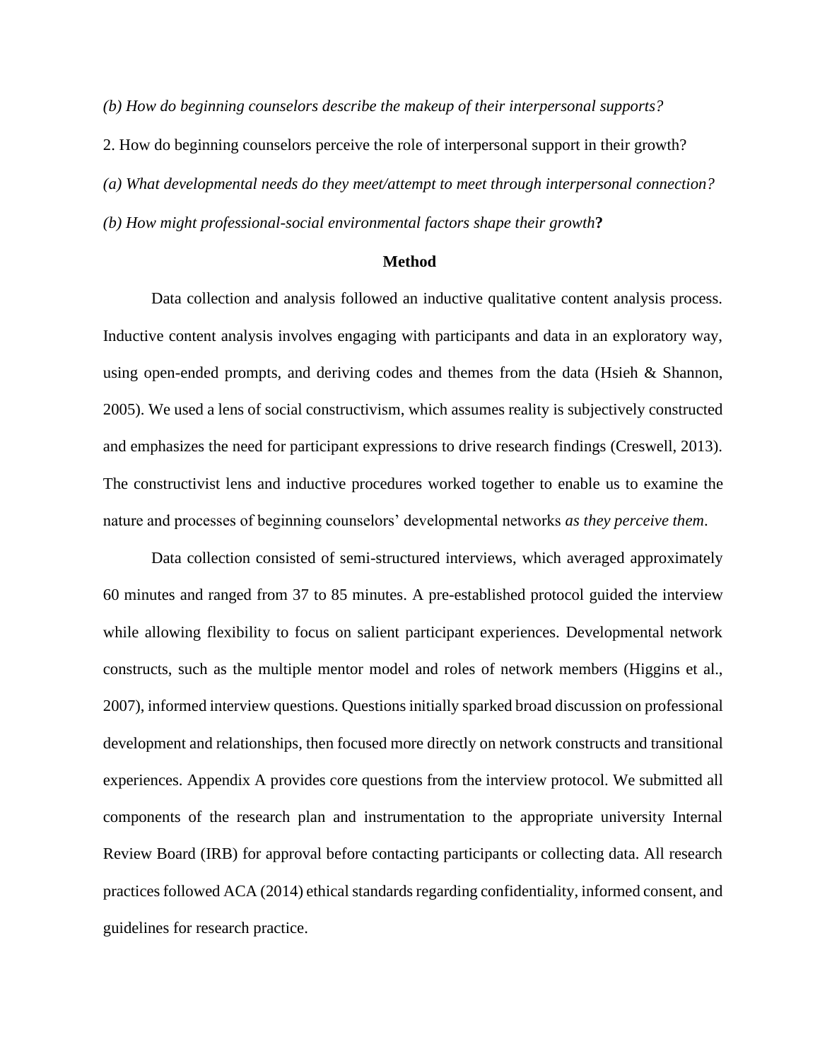*(b) How do beginning counselors describe the makeup of their interpersonal supports?*

2. How do beginning counselors perceive the role of interpersonal support in their growth?

*(a) What developmental needs do they meet/attempt to meet through interpersonal connection?*

*(b) How might professional-social environmental factors shape their growth***?**

## Method

Data collection and analysis followed an inductive qualitative content analysis process. Inductive content analysis involves engaging with participants and data in an exploratory way, using open-ended prompts, and deriving codes and themes from the data (Hsieh & Shannon, 2005). We used a lens of social constructivism, which assumes reality is subjectively constructed and emphasizes the need for participant expressions to drive research findings (Creswell, 2013). The constructivist lens and inductive procedures worked together to enable us to examine the nature and processes of beginning counselors' developmental networks *as they perceive them*.

Data collection consisted of semi-structured interviews, which averaged approximately 60 minutes and ranged from 37 to 85 minutes. A pre-established protocol guided the interview while allowing flexibility to focus on salient participant experiences. Developmental network constructs, such as the multiple mentor model and roles of network members (Higgins et al., 2007), informed interview questions. Questions initially sparked broad discussion on professional development and relationships, then focused more directly on network constructs and transitional experiences. Appendix A provides core questions from the interview protocol. We submitted all components of the research plan and instrumentation to the appropriate university Internal Review Board (IRB) for approval before contacting participants or collecting data. All research practices followed ACA (2014) ethical standards regarding confidentiality, informed consent, and guidelines for research practice.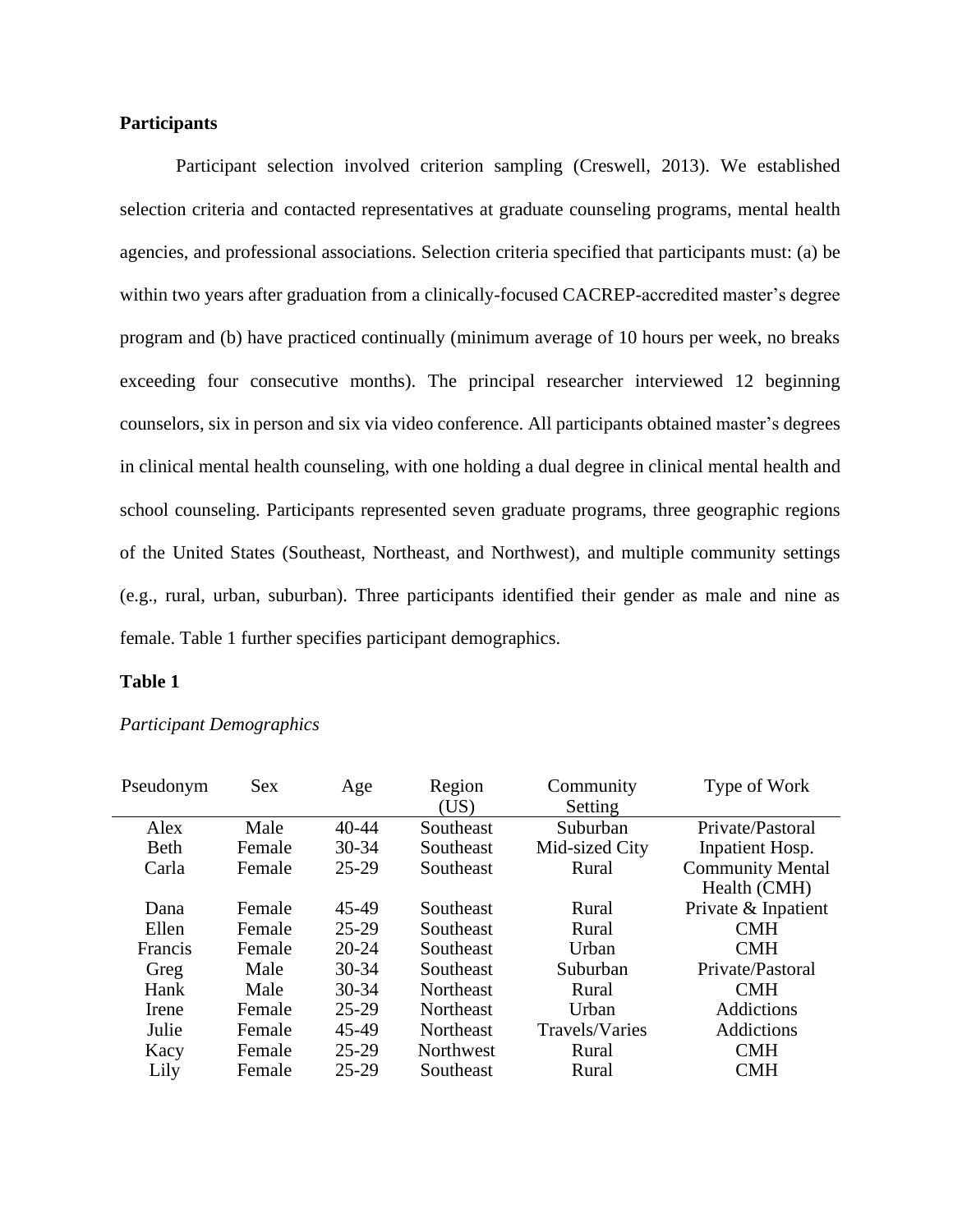**Participants**

Participant selection involved criterion sampling (Creswell, 2013). We established selection criteria and contacted representatives at graduate counseling programs, mental health agencies, and professional associations. Selection criteria specified that participants must: (a) be within two years after graduation from a clinically-focused CACREP-accredited master's degree program and (b) have practiced continually (minimum average of 10 hours per week, no breaks exceeding four consecutive months). The principal researcher interviewed 12 beginning counselors, six in person and six via video conference. All participants obtained master's degrees in clinical mental health counseling, with one holding a dual degree in clinical mental health and school counseling. Participants represented seven graduate programs, three geographic regions of the United States (Southeast, Northeast, and Northwest), and multiple community settings (e.g., rural, urban, suburban). Three participants identified their gender as male and nine as female. Table 1 further specifies participant demographics.

**Table 1**

*Participant Demographics*

| Pseudonym | Sex | Age | Region (US) | Community Setting | Type of Work |
|---|---|---|---|---|---|
| Alex | Male | 40-44 | Southeast | Suburban | Private/Pastoral |
| Beth | Female | 30-34 | Southeast | Mid-sized City | Inpatient Hosp. |
| Carla | Female | 25-29 | Southeast | Rural | Community Mental Health (CMH) |
| Dana | Female | 45-49 | Southeast | Rural | Private & Inpatient |
| Ellen | Female | 25-29 | Southeast | Rural | CMH |
| Francis | Female | 20-24 | Southeast | Urban | CMH |
| Greg | Male | 30-34 | Southeast | Suburban | Private/Pastoral |
| Hank | Male | 30-34 | Northeast | Rural | CMH |
| Irene | Female | 25-29 | Northeast | Urban | Addictions |
| Julie | Female | 45-49 | Northeast | Travels/Varies | Addictions |
| Kacy | Female | 25-29 | Northwest | Rural | CMH |
| Lily | Female | 25-29 | Southeast | Rural | CMH |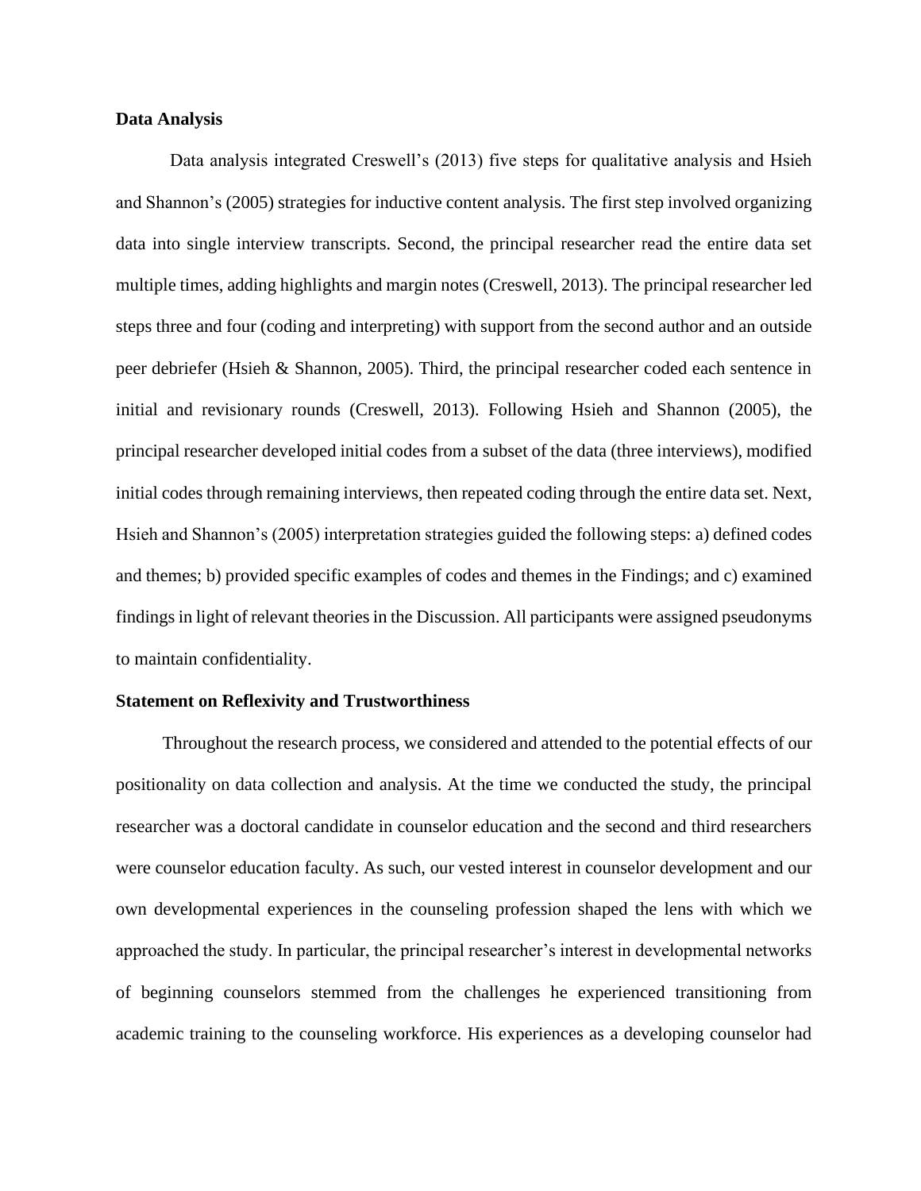**Data Analysis**

Data analysis integrated Creswell's (2013) five steps for qualitative analysis and Hsieh and Shannon's (2005) strategies for inductive content analysis. The first step involved organizing data into single interview transcripts. Second, the principal researcher read the entire data set multiple times, adding highlights and margin notes (Creswell, 2013). The principal researcher led steps three and four (coding and interpreting) with support from the second author and an outside peer debriefer (Hsieh & Shannon, 2005). Third, the principal researcher coded each sentence in initial and revisionary rounds (Creswell, 2013). Following Hsieh and Shannon (2005), the principal researcher developed initial codes from a subset of the data (three interviews), modified initial codes through remaining interviews, then repeated coding through the entire data set. Next, Hsieh and Shannon's (2005) interpretation strategies guided the following steps: a) defined codes and themes; b) provided specific examples of codes and themes in the Findings; and c) examined findings in light of relevant theories in the Discussion. All participants were assigned pseudonyms to maintain confidentiality.

**Statement on Reflexivity and Trustworthiness**

Throughout the research process, we considered and attended to the potential effects of our positionality on data collection and analysis. At the time we conducted the study, the principal researcher was a doctoral candidate in counselor education and the second and third researchers were counselor education faculty. As such, our vested interest in counselor development and our own developmental experiences in the counseling profession shaped the lens with which we approached the study. In particular, the principal researcher's interest in developmental networks of beginning counselors stemmed from the challenges he experienced transitioning from academic training to the counseling workforce. His experiences as a developing counselor had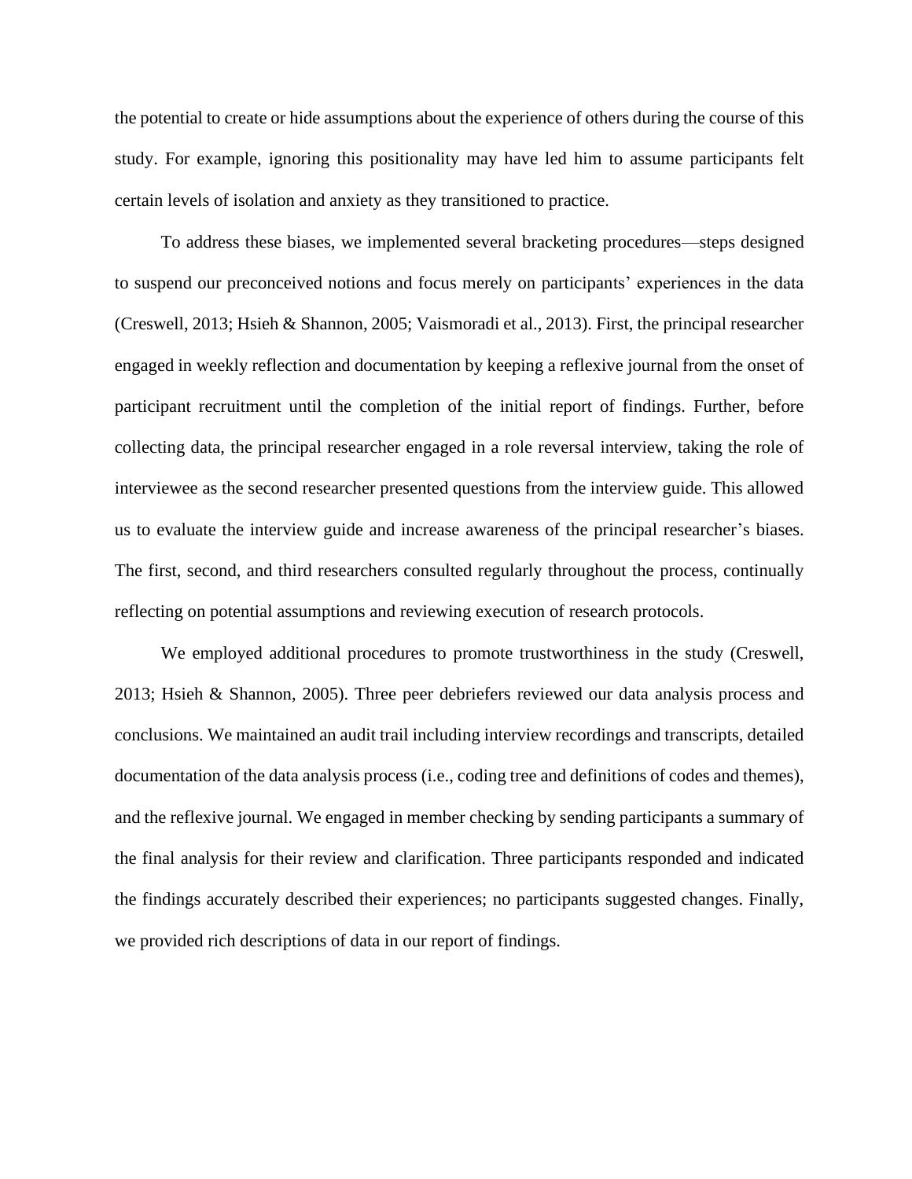the potential to create or hide assumptions about the experience of others during the course of this study. For example, ignoring this positionality may have led him to assume participants felt certain levels of isolation and anxiety as they transitioned to practice.

To address these biases, we implemented several bracketing procedures—steps designed to suspend our preconceived notions and focus merely on participants' experiences in the data (Creswell, 2013; Hsieh & Shannon, 2005; Vaismoradi et al., 2013). First, the principal researcher engaged in weekly reflection and documentation by keeping a reflexive journal from the onset of participant recruitment until the completion of the initial report of findings. Further, before collecting data, the principal researcher engaged in a role reversal interview, taking the role of interviewee as the second researcher presented questions from the interview guide. This allowed us to evaluate the interview guide and increase awareness of the principal researcher's biases. The first, second, and third researchers consulted regularly throughout the process, continually reflecting on potential assumptions and reviewing execution of research protocols.

We employed additional procedures to promote trustworthiness in the study (Creswell, 2013; Hsieh & Shannon, 2005). Three peer debriefers reviewed our data analysis process and conclusions. We maintained an audit trail including interview recordings and transcripts, detailed documentation of the data analysis process (i.e., coding tree and definitions of codes and themes), and the reflexive journal. We engaged in member checking by sending participants a summary of the final analysis for their review and clarification. Three participants responded and indicated the findings accurately described their experiences; no participants suggested changes. Finally, we provided rich descriptions of data in our report of findings.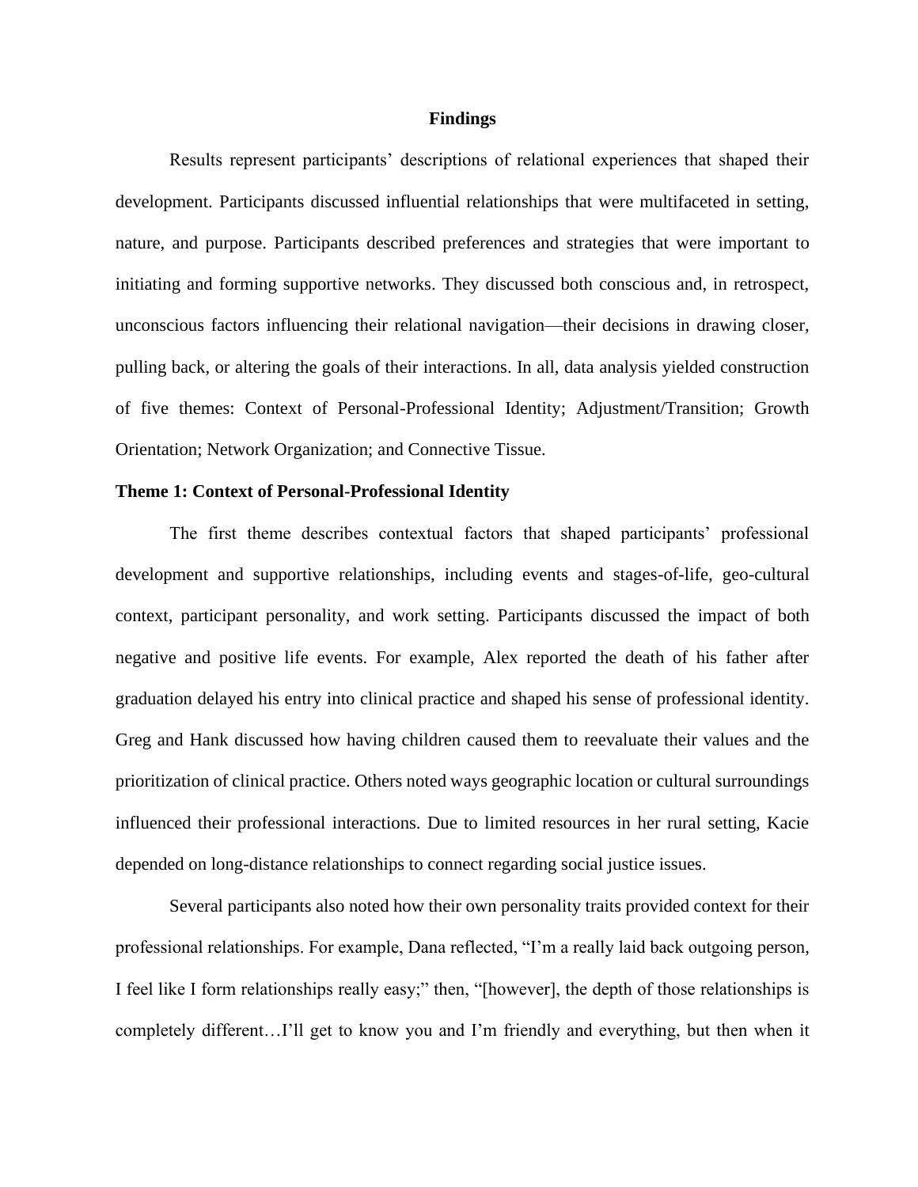## Findings

Results represent participants' descriptions of relational experiences that shaped their development. Participants discussed influential relationships that were multifaceted in setting, nature, and purpose. Participants described preferences and strategies that were important to initiating and forming supportive networks. They discussed both conscious and, in retrospect, unconscious factors influencing their relational navigation—their decisions in drawing closer, pulling back, or altering the goals of their interactions. In all, data analysis yielded construction of five themes: Context of Personal-Professional Identity; Adjustment/Transition; Growth Orientation; Network Organization; and Connective Tissue.

### Theme 1: Context of Personal-Professional Identity

The first theme describes contextual factors that shaped participants' professional development and supportive relationships, including events and stages-of-life, geo-cultural context, participant personality, and work setting. Participants discussed the impact of both negative and positive life events. For example, Alex reported the death of his father after graduation delayed his entry into clinical practice and shaped his sense of professional identity. Greg and Hank discussed how having children caused them to reevaluate their values and the prioritization of clinical practice. Others noted ways geographic location or cultural surroundings influenced their professional interactions. Due to limited resources in her rural setting, Kacie depended on long-distance relationships to connect regarding social justice issues.

Several participants also noted how their own personality traits provided context for their professional relationships. For example, Dana reflected, "I'm a really laid back outgoing person, I feel like I form relationships really easy;" then, "[however], the depth of those relationships is completely different…I'll get to know you and I'm friendly and everything, but then when it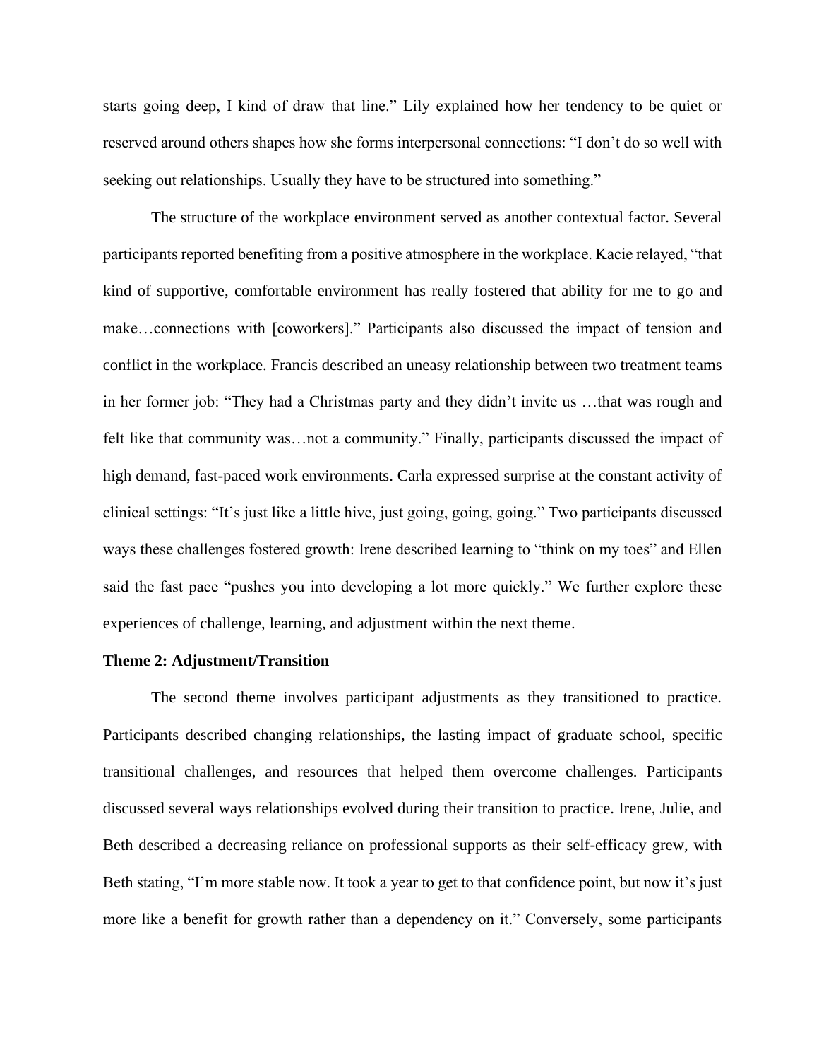starts going deep, I kind of draw that line." Lily explained how her tendency to be quiet or reserved around others shapes how she forms interpersonal connections: "I don't do so well with seeking out relationships. Usually they have to be structured into something."

The structure of the workplace environment served as another contextual factor. Several participants reported benefiting from a positive atmosphere in the workplace. Kacie relayed, "that kind of supportive, comfortable environment has really fostered that ability for me to go and make…connections with [coworkers]." Participants also discussed the impact of tension and conflict in the workplace. Francis described an uneasy relationship between two treatment teams in her former job: "They had a Christmas party and they didn't invite us …that was rough and felt like that community was…not a community." Finally, participants discussed the impact of high demand, fast-paced work environments. Carla expressed surprise at the constant activity of clinical settings: "It's just like a little hive, just going, going, going." Two participants discussed ways these challenges fostered growth: Irene described learning to "think on my toes" and Ellen said the fast pace "pushes you into developing a lot more quickly." We further explore these experiences of challenge, learning, and adjustment within the next theme.

**Theme 2: Adjustment/Transition**

The second theme involves participant adjustments as they transitioned to practice. Participants described changing relationships, the lasting impact of graduate school, specific transitional challenges, and resources that helped them overcome challenges. Participants discussed several ways relationships evolved during their transition to practice. Irene, Julie, and Beth described a decreasing reliance on professional supports as their self-efficacy grew, with Beth stating, "I'm more stable now. It took a year to get to that confidence point, but now it's just more like a benefit for growth rather than a dependency on it." Conversely, some participants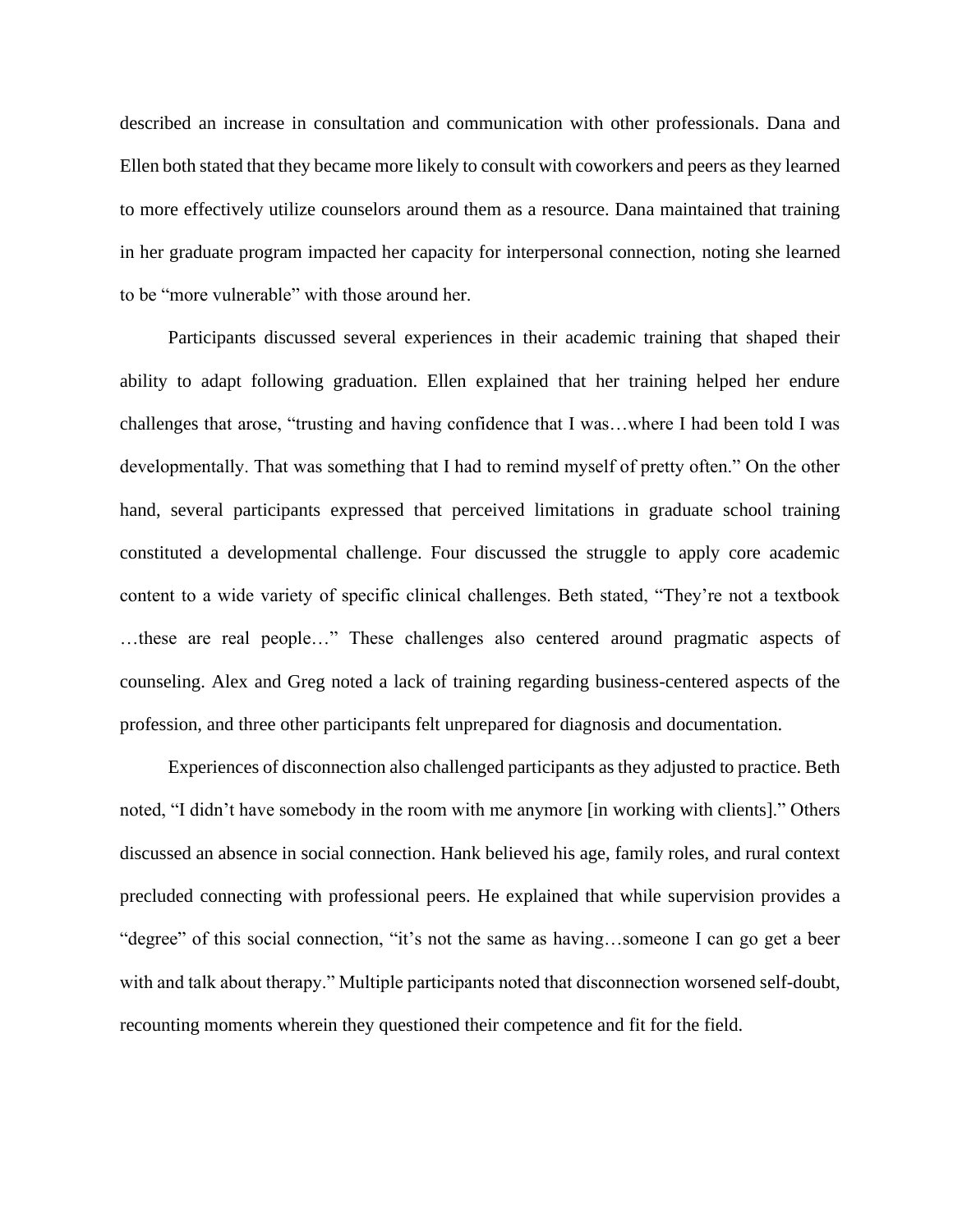described an increase in consultation and communication with other professionals. Dana and Ellen both stated that they became more likely to consult with coworkers and peers as they learned to more effectively utilize counselors around them as a resource. Dana maintained that training in her graduate program impacted her capacity for interpersonal connection, noting she learned to be "more vulnerable" with those around her.

Participants discussed several experiences in their academic training that shaped their ability to adapt following graduation. Ellen explained that her training helped her endure challenges that arose, "trusting and having confidence that I was…where I had been told I was developmentally. That was something that I had to remind myself of pretty often." On the other hand, several participants expressed that perceived limitations in graduate school training constituted a developmental challenge. Four discussed the struggle to apply core academic content to a wide variety of specific clinical challenges. Beth stated, "They're not a textbook …these are real people…" These challenges also centered around pragmatic aspects of counseling. Alex and Greg noted a lack of training regarding business-centered aspects of the profession, and three other participants felt unprepared for diagnosis and documentation.

Experiences of disconnection also challenged participants as they adjusted to practice. Beth noted, "I didn't have somebody in the room with me anymore [in working with clients]." Others discussed an absence in social connection. Hank believed his age, family roles, and rural context precluded connecting with professional peers. He explained that while supervision provides a "degree" of this social connection, "it's not the same as having…someone I can go get a beer with and talk about therapy." Multiple participants noted that disconnection worsened self-doubt, recounting moments wherein they questioned their competence and fit for the field.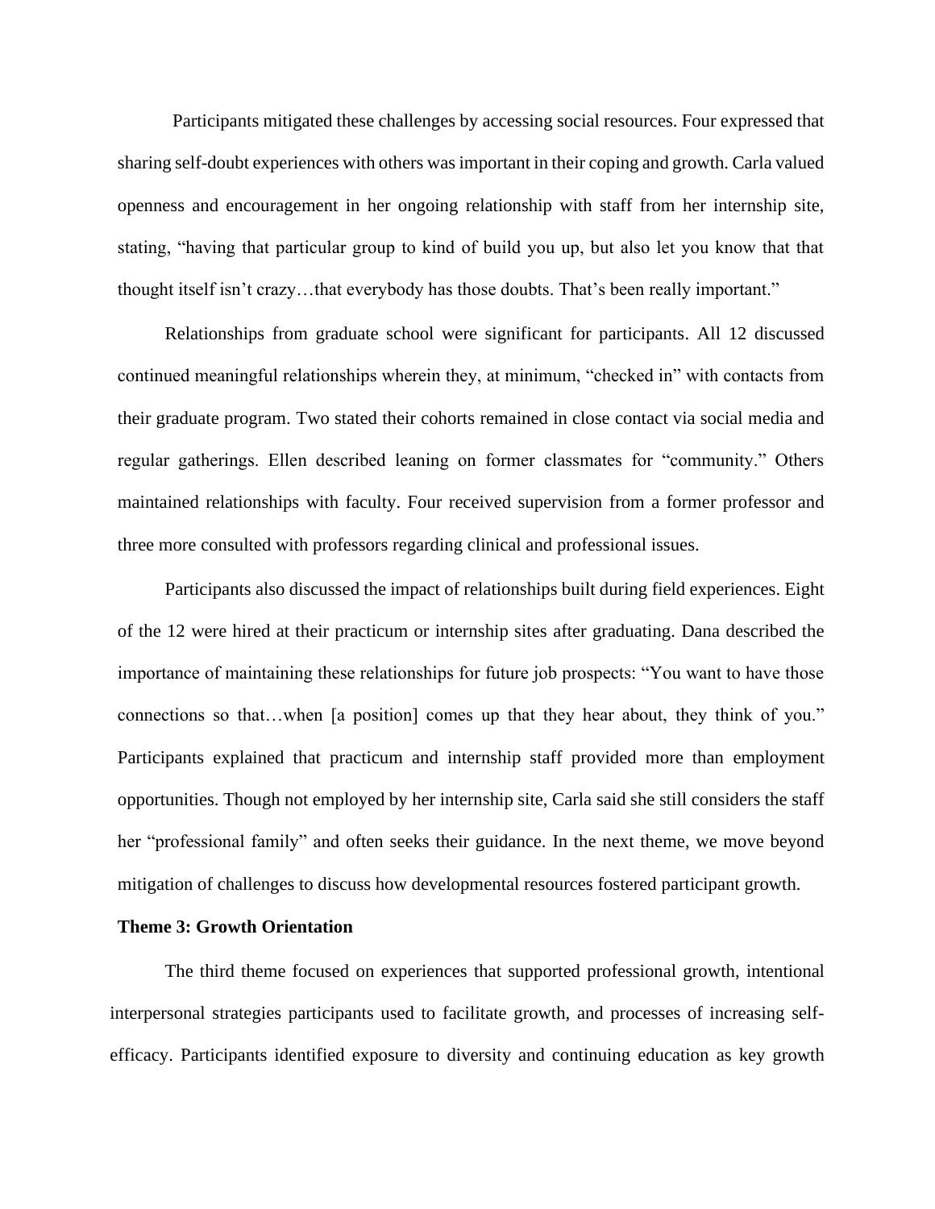Participants mitigated these challenges by accessing social resources. Four expressed that sharing self-doubt experiences with others was important in their coping and growth. Carla valued openness and encouragement in her ongoing relationship with staff from her internship site, stating, "having that particular group to kind of build you up, but also let you know that that thought itself isn't crazy…that everybody has those doubts. That's been really important."

Relationships from graduate school were significant for participants. All 12 discussed continued meaningful relationships wherein they, at minimum, "checked in" with contacts from their graduate program. Two stated their cohorts remained in close contact via social media and regular gatherings. Ellen described leaning on former classmates for "community." Others maintained relationships with faculty. Four received supervision from a former professor and three more consulted with professors regarding clinical and professional issues.

Participants also discussed the impact of relationships built during field experiences. Eight of the 12 were hired at their practicum or internship sites after graduating. Dana described the importance of maintaining these relationships for future job prospects: "You want to have those connections so that…when [a position] comes up that they hear about, they think of you." Participants explained that practicum and internship staff provided more than employment opportunities. Though not employed by her internship site, Carla said she still considers the staff her "professional family" and often seeks their guidance. In the next theme, we move beyond mitigation of challenges to discuss how developmental resources fostered participant growth.

**Theme 3: Growth Orientation**

The third theme focused on experiences that supported professional growth, intentional interpersonal strategies participants used to facilitate growth, and processes of increasing self-efficacy. Participants identified exposure to diversity and continuing education as key growth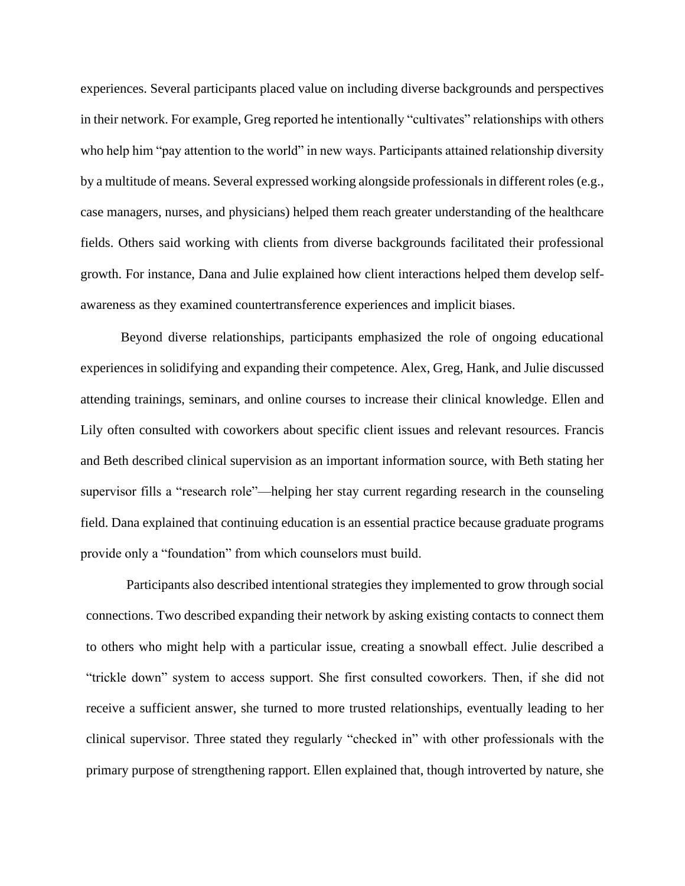experiences. Several participants placed value on including diverse backgrounds and perspectives in their network. For example, Greg reported he intentionally "cultivates" relationships with others who help him "pay attention to the world" in new ways. Participants attained relationship diversity by a multitude of means. Several expressed working alongside professionals in different roles (e.g., case managers, nurses, and physicians) helped them reach greater understanding of the healthcare fields. Others said working with clients from diverse backgrounds facilitated their professional growth. For instance, Dana and Julie explained how client interactions helped them develop self-awareness as they examined countertransference experiences and implicit biases.

Beyond diverse relationships, participants emphasized the role of ongoing educational experiences in solidifying and expanding their competence. Alex, Greg, Hank, and Julie discussed attending trainings, seminars, and online courses to increase their clinical knowledge. Ellen and Lily often consulted with coworkers about specific client issues and relevant resources. Francis and Beth described clinical supervision as an important information source, with Beth stating her supervisor fills a "research role"—helping her stay current regarding research in the counseling field. Dana explained that continuing education is an essential practice because graduate programs provide only a "foundation" from which counselors must build.

Participants also described intentional strategies they implemented to grow through social connections. Two described expanding their network by asking existing contacts to connect them to others who might help with a particular issue, creating a snowball effect. Julie described a "trickle down" system to access support. She first consulted coworkers. Then, if she did not receive a sufficient answer, she turned to more trusted relationships, eventually leading to her clinical supervisor. Three stated they regularly "checked in" with other professionals with the primary purpose of strengthening rapport. Ellen explained that, though introverted by nature, she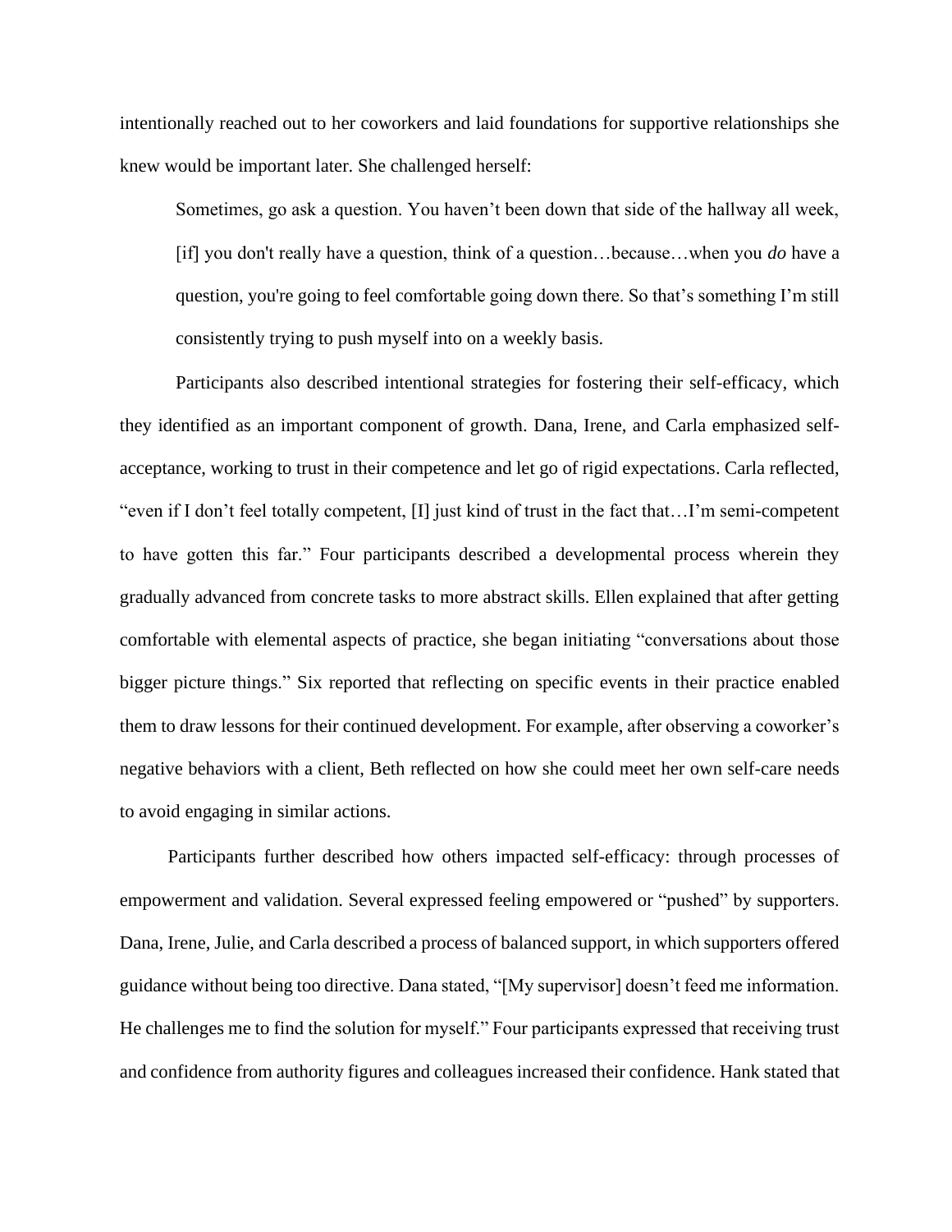intentionally reached out to her coworkers and laid foundations for supportive relationships she knew would be important later. She challenged herself:

> Sometimes, go ask a question. You haven't been down that side of the hallway all week, [if] you don't really have a question, think of a question…because…when you *do* have a question, you're going to feel comfortable going down there. So that's something I'm still consistently trying to push myself into on a weekly basis.

Participants also described intentional strategies for fostering their self-efficacy, which they identified as an important component of growth. Dana, Irene, and Carla emphasized self-acceptance, working to trust in their competence and let go of rigid expectations. Carla reflected, "even if I don't feel totally competent, [I] just kind of trust in the fact that…I'm semi-competent to have gotten this far." Four participants described a developmental process wherein they gradually advanced from concrete tasks to more abstract skills. Ellen explained that after getting comfortable with elemental aspects of practice, she began initiating "conversations about those bigger picture things." Six reported that reflecting on specific events in their practice enabled them to draw lessons for their continued development. For example, after observing a coworker's negative behaviors with a client, Beth reflected on how she could meet her own self-care needs to avoid engaging in similar actions.

Participants further described how others impacted self-efficacy: through processes of empowerment and validation. Several expressed feeling empowered or "pushed" by supporters. Dana, Irene, Julie, and Carla described a process of balanced support, in which supporters offered guidance without being too directive. Dana stated, "[My supervisor] doesn't feed me information. He challenges me to find the solution for myself." Four participants expressed that receiving trust and confidence from authority figures and colleagues increased their confidence. Hank stated that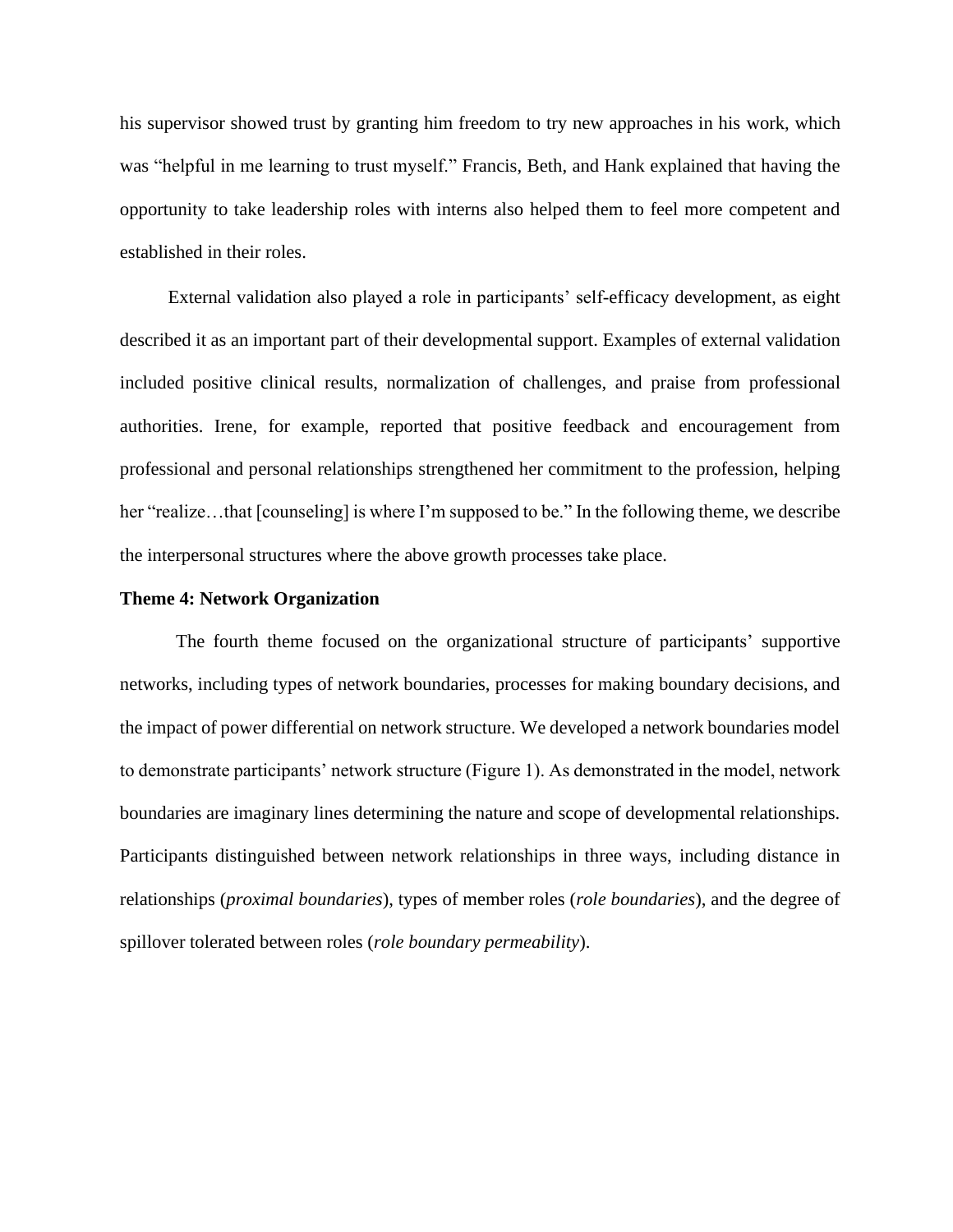his supervisor showed trust by granting him freedom to try new approaches in his work, which was "helpful in me learning to trust myself." Francis, Beth, and Hank explained that having the opportunity to take leadership roles with interns also helped them to feel more competent and established in their roles.

External validation also played a role in participants' self-efficacy development, as eight described it as an important part of their developmental support. Examples of external validation included positive clinical results, normalization of challenges, and praise from professional authorities. Irene, for example, reported that positive feedback and encouragement from professional and personal relationships strengthened her commitment to the profession, helping her "realize…that [counseling] is where I'm supposed to be." In the following theme, we describe the interpersonal structures where the above growth processes take place.

**Theme 4: Network Organization**

The fourth theme focused on the organizational structure of participants' supportive networks, including types of network boundaries, processes for making boundary decisions, and the impact of power differential on network structure. We developed a network boundaries model to demonstrate participants' network structure (Figure 1). As demonstrated in the model, network boundaries are imaginary lines determining the nature and scope of developmental relationships. Participants distinguished between network relationships in three ways, including distance in relationships (*proximal boundaries*), types of member roles (*role boundaries*), and the degree of spillover tolerated between roles (*role boundary permeability*).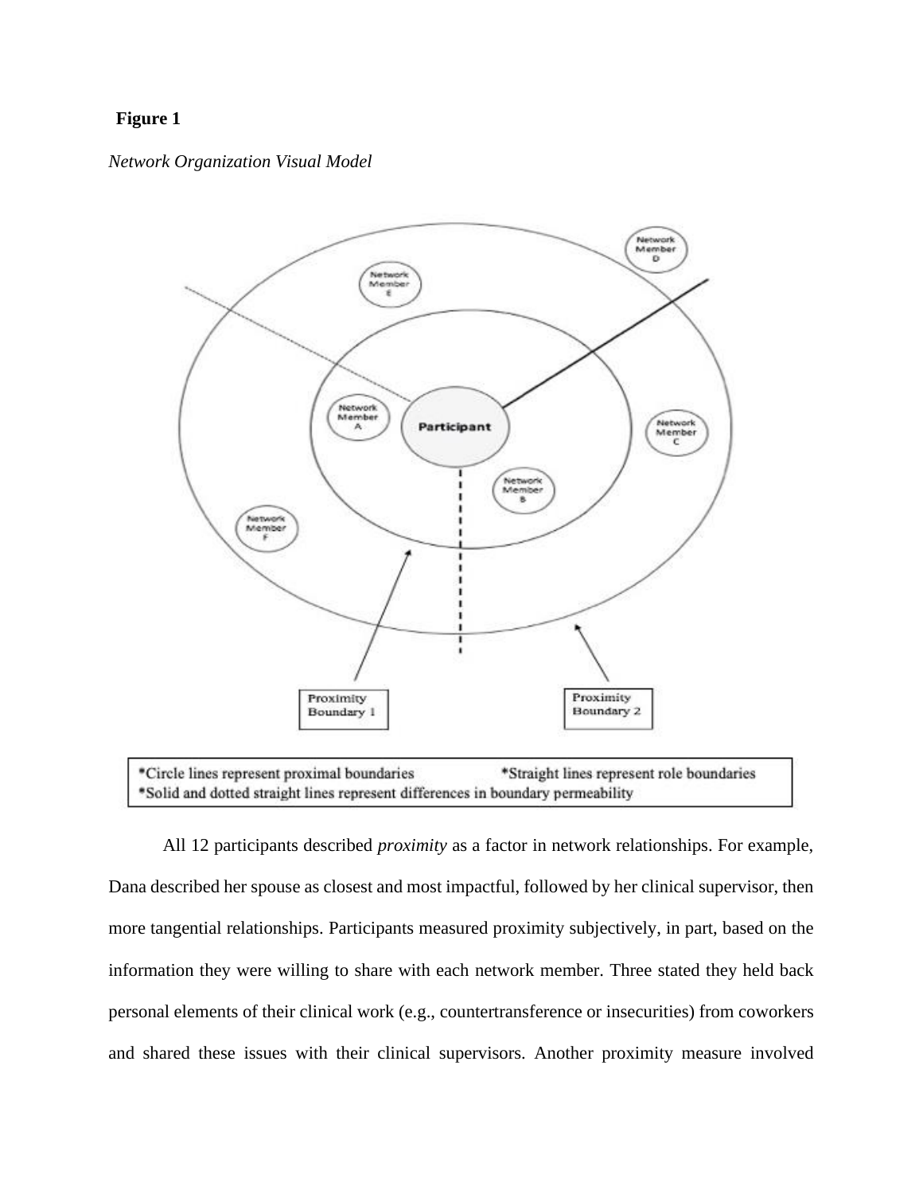**Figure 1**

*Network Organization Visual Model*

*Circle lines represent proximal boundaries *Straight lines represent role boundaries
*Solid and dotted straight lines represent differences in boundary permeability

All 12 participants described *proximity* as a factor in network relationships. For example, Dana described her spouse as closest and most impactful, followed by her clinical supervisor, then more tangential relationships. Participants measured proximity subjectively, in part, based on the information they were willing to share with each network member. Three stated they held back personal elements of their clinical work (e.g., countertransference or insecurities) from coworkers and shared these issues with their clinical supervisors. Another proximity measure involved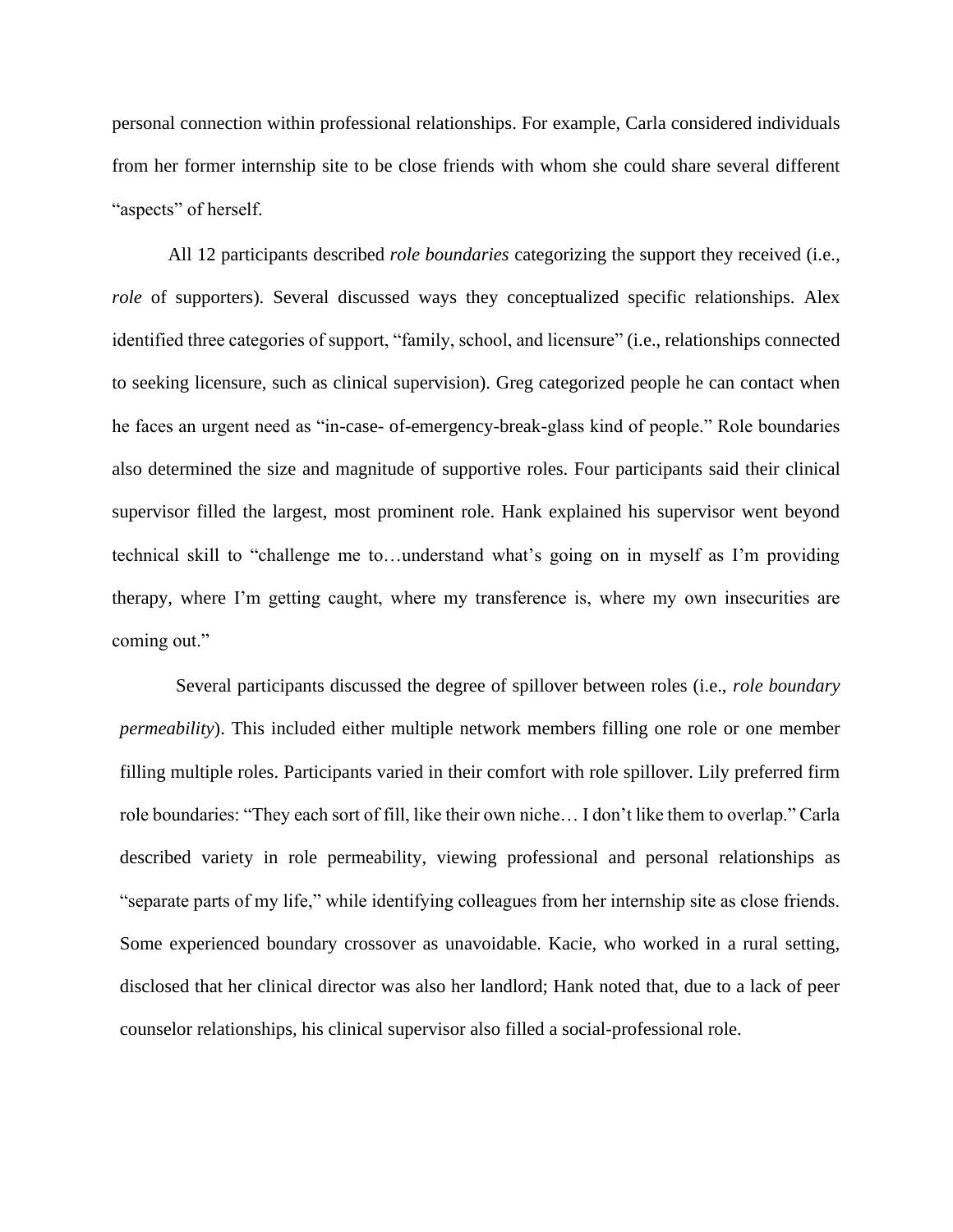personal connection within professional relationships. For example, Carla considered individuals from her former internship site to be close friends with whom she could share several different "aspects" of herself.

All 12 participants described *role boundaries* categorizing the support they received (i.e., *role* of supporters). Several discussed ways they conceptualized specific relationships. Alex identified three categories of support, "family, school, and licensure" (i.e., relationships connected to seeking licensure, such as clinical supervision). Greg categorized people he can contact when he faces an urgent need as "in-case- of-emergency-break-glass kind of people." Role boundaries also determined the size and magnitude of supportive roles. Four participants said their clinical supervisor filled the largest, most prominent role. Hank explained his supervisor went beyond technical skill to "challenge me to…understand what's going on in myself as I'm providing therapy, where I'm getting caught, where my transference is, where my own insecurities are coming out."

Several participants discussed the degree of spillover between roles (i.e., *role boundary permeability*). This included either multiple network members filling one role or one member filling multiple roles. Participants varied in their comfort with role spillover. Lily preferred firm role boundaries: "They each sort of fill, like their own niche… I don't like them to overlap." Carla described variety in role permeability, viewing professional and personal relationships as "separate parts of my life," while identifying colleagues from her internship site as close friends. Some experienced boundary crossover as unavoidable. Kacie, who worked in a rural setting, disclosed that her clinical director was also her landlord; Hank noted that, due to a lack of peer counselor relationships, his clinical supervisor also filled a social-professional role.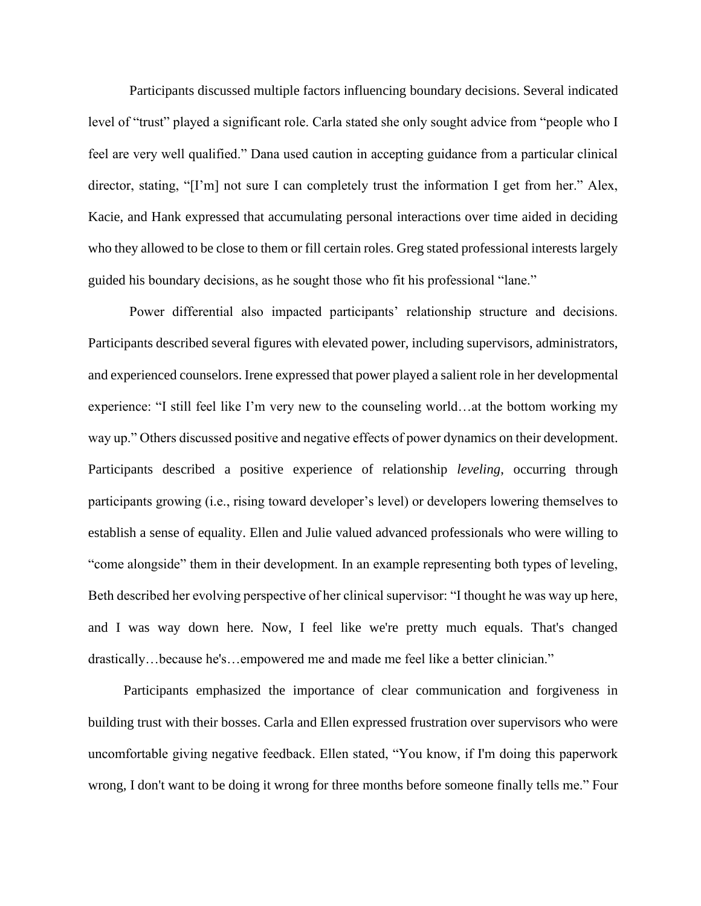Participants discussed multiple factors influencing boundary decisions. Several indicated level of "trust" played a significant role. Carla stated she only sought advice from "people who I feel are very well qualified." Dana used caution in accepting guidance from a particular clinical director, stating, "[I'm] not sure I can completely trust the information I get from her." Alex, Kacie, and Hank expressed that accumulating personal interactions over time aided in deciding who they allowed to be close to them or fill certain roles. Greg stated professional interests largely guided his boundary decisions, as he sought those who fit his professional "lane."

Power differential also impacted participants' relationship structure and decisions. Participants described several figures with elevated power, including supervisors, administrators, and experienced counselors. Irene expressed that power played a salient role in her developmental experience: "I still feel like I'm very new to the counseling world…at the bottom working my way up." Others discussed positive and negative effects of power dynamics on their development. Participants described a positive experience of relationship *leveling*, occurring through participants growing (i.e., rising toward developer's level) or developers lowering themselves to establish a sense of equality. Ellen and Julie valued advanced professionals who were willing to "come alongside" them in their development. In an example representing both types of leveling, Beth described her evolving perspective of her clinical supervisor: "I thought he was way up here, and I was way down here. Now, I feel like we're pretty much equals. That's changed drastically…because he's…empowered me and made me feel like a better clinician."

Participants emphasized the importance of clear communication and forgiveness in building trust with their bosses. Carla and Ellen expressed frustration over supervisors who were uncomfortable giving negative feedback. Ellen stated, "You know, if I'm doing this paperwork wrong, I don't want to be doing it wrong for three months before someone finally tells me." Four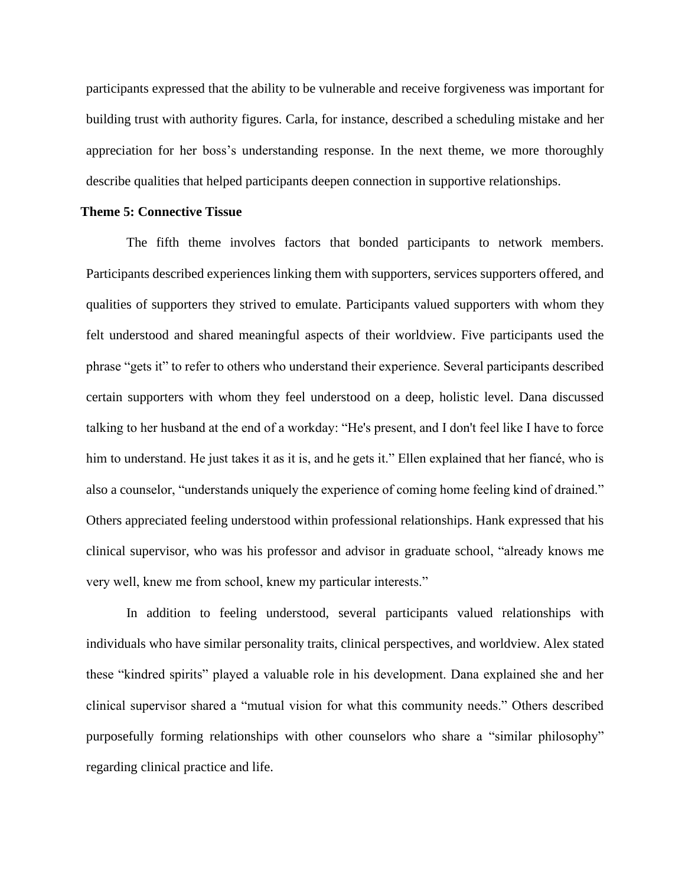participants expressed that the ability to be vulnerable and receive forgiveness was important for building trust with authority figures. Carla, for instance, described a scheduling mistake and her appreciation for her boss's understanding response. In the next theme, we more thoroughly describe qualities that helped participants deepen connection in supportive relationships.

**Theme 5: Connective Tissue**

The fifth theme involves factors that bonded participants to network members. Participants described experiences linking them with supporters, services supporters offered, and qualities of supporters they strived to emulate. Participants valued supporters with whom they felt understood and shared meaningful aspects of their worldview. Five participants used the phrase "gets it" to refer to others who understand their experience. Several participants described certain supporters with whom they feel understood on a deep, holistic level. Dana discussed talking to her husband at the end of a workday: "He's present, and I don't feel like I have to force him to understand. He just takes it as it is, and he gets it." Ellen explained that her fiancé, who is also a counselor, "understands uniquely the experience of coming home feeling kind of drained." Others appreciated feeling understood within professional relationships. Hank expressed that his clinical supervisor, who was his professor and advisor in graduate school, "already knows me very well, knew me from school, knew my particular interests."

In addition to feeling understood, several participants valued relationships with individuals who have similar personality traits, clinical perspectives, and worldview. Alex stated these "kindred spirits" played a valuable role in his development. Dana explained she and her clinical supervisor shared a "mutual vision for what this community needs." Others described purposefully forming relationships with other counselors who share a "similar philosophy" regarding clinical practice and life.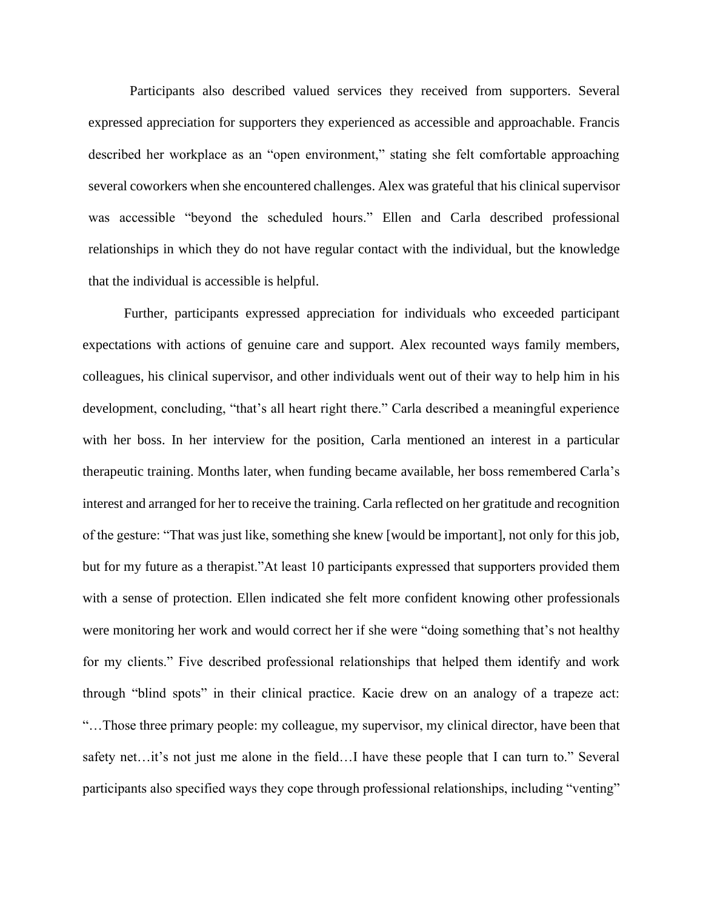Participants also described valued services they received from supporters. Several expressed appreciation for supporters they experienced as accessible and approachable. Francis described her workplace as an "open environment," stating she felt comfortable approaching several coworkers when she encountered challenges. Alex was grateful that his clinical supervisor was accessible "beyond the scheduled hours." Ellen and Carla described professional relationships in which they do not have regular contact with the individual, but the knowledge that the individual is accessible is helpful.

Further, participants expressed appreciation for individuals who exceeded participant expectations with actions of genuine care and support. Alex recounted ways family members, colleagues, his clinical supervisor, and other individuals went out of their way to help him in his development, concluding, "that's all heart right there." Carla described a meaningful experience with her boss. In her interview for the position, Carla mentioned an interest in a particular therapeutic training. Months later, when funding became available, her boss remembered Carla's interest and arranged for her to receive the training. Carla reflected on her gratitude and recognition of the gesture: "That was just like, something she knew [would be important], not only for this job, but for my future as a therapist."At least 10 participants expressed that supporters provided them with a sense of protection. Ellen indicated she felt more confident knowing other professionals were monitoring her work and would correct her if she were "doing something that's not healthy for my clients." Five described professional relationships that helped them identify and work through "blind spots" in their clinical practice. Kacie drew on an analogy of a trapeze act: "…Those three primary people: my colleague, my supervisor, my clinical director, have been that safety net…it's not just me alone in the field…I have these people that I can turn to." Several participants also specified ways they cope through professional relationships, including "venting"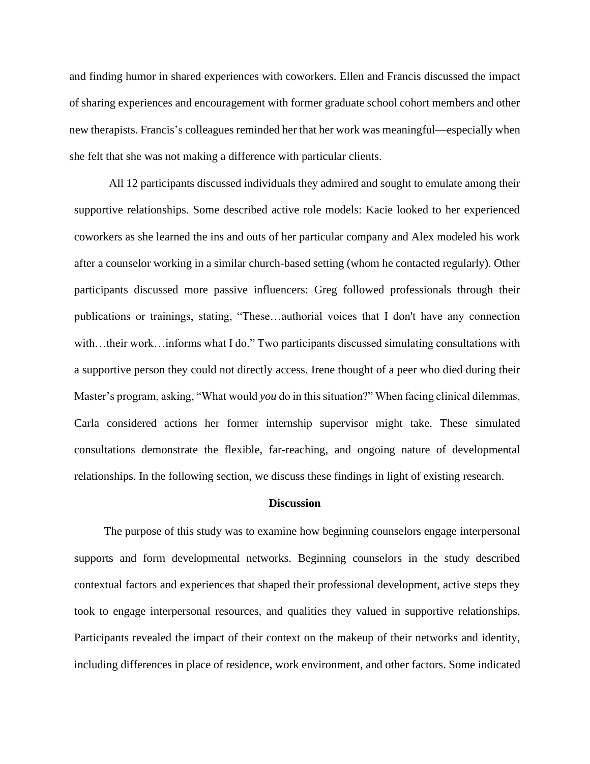and finding humor in shared experiences with coworkers. Ellen and Francis discussed the impact of sharing experiences and encouragement with former graduate school cohort members and other new therapists. Francis's colleagues reminded her that her work was meaningful—especially when she felt that she was not making a difference with particular clients.

All 12 participants discussed individuals they admired and sought to emulate among their supportive relationships. Some described active role models: Kacie looked to her experienced coworkers as she learned the ins and outs of her particular company and Alex modeled his work after a counselor working in a similar church-based setting (whom he contacted regularly). Other participants discussed more passive influencers: Greg followed professionals through their publications or trainings, stating, "These…authorial voices that I don't have any connection with…their work…informs what I do." Two participants discussed simulating consultations with a supportive person they could not directly access. Irene thought of a peer who died during their Master's program, asking, "What would *you* do in this situation?" When facing clinical dilemmas, Carla considered actions her former internship supervisor might take. These simulated consultations demonstrate the flexible, far-reaching, and ongoing nature of developmental relationships. In the following section, we discuss these findings in light of existing research.

## Discussion

The purpose of this study was to examine how beginning counselors engage interpersonal supports and form developmental networks. Beginning counselors in the study described contextual factors and experiences that shaped their professional development, active steps they took to engage interpersonal resources, and qualities they valued in supportive relationships. Participants revealed the impact of their context on the makeup of their networks and identity, including differences in place of residence, work environment, and other factors. Some indicated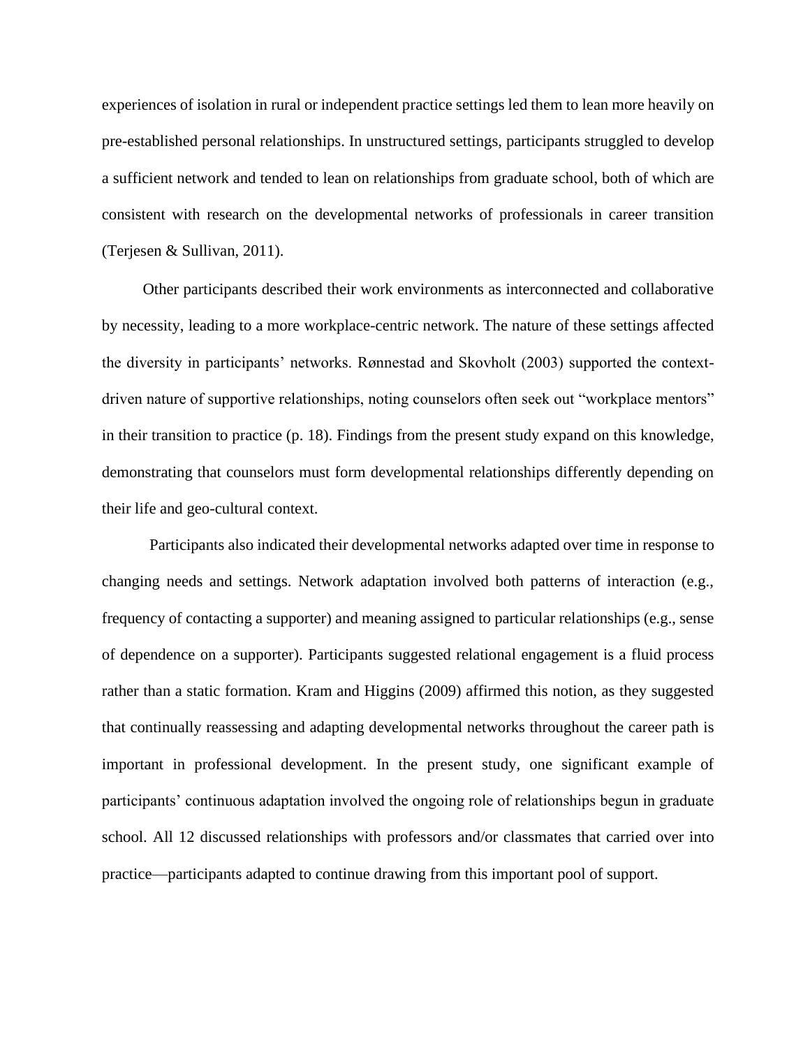experiences of isolation in rural or independent practice settings led them to lean more heavily on pre-established personal relationships. In unstructured settings, participants struggled to develop a sufficient network and tended to lean on relationships from graduate school, both of which are consistent with research on the developmental networks of professionals in career transition (Terjesen & Sullivan, 2011).

Other participants described their work environments as interconnected and collaborative by necessity, leading to a more workplace-centric network. The nature of these settings affected the diversity in participants' networks. Rønnestad and Skovholt (2003) supported the context-driven nature of supportive relationships, noting counselors often seek out "workplace mentors" in their transition to practice (p. 18). Findings from the present study expand on this knowledge, demonstrating that counselors must form developmental relationships differently depending on their life and geo-cultural context.

Participants also indicated their developmental networks adapted over time in response to changing needs and settings. Network adaptation involved both patterns of interaction (e.g., frequency of contacting a supporter) and meaning assigned to particular relationships (e.g., sense of dependence on a supporter). Participants suggested relational engagement is a fluid process rather than a static formation. Kram and Higgins (2009) affirmed this notion, as they suggested that continually reassessing and adapting developmental networks throughout the career path is important in professional development. In the present study, one significant example of participants' continuous adaptation involved the ongoing role of relationships begun in graduate school. All 12 discussed relationships with professors and/or classmates that carried over into practice—participants adapted to continue drawing from this important pool of support.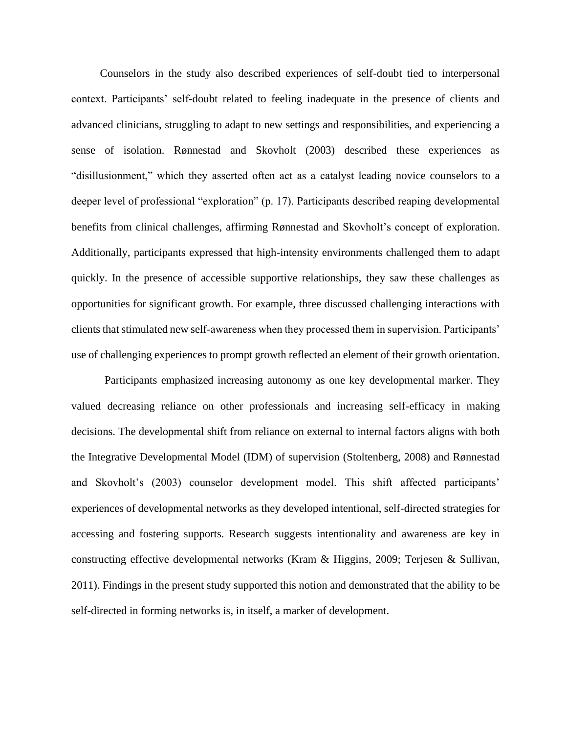Counselors in the study also described experiences of self-doubt tied to interpersonal context. Participants' self-doubt related to feeling inadequate in the presence of clients and advanced clinicians, struggling to adapt to new settings and responsibilities, and experiencing a sense of isolation. Rønnestad and Skovholt (2003) described these experiences as "disillusionment," which they asserted often act as a catalyst leading novice counselors to a deeper level of professional "exploration" (p. 17). Participants described reaping developmental benefits from clinical challenges, affirming Rønnestad and Skovholt's concept of exploration. Additionally, participants expressed that high-intensity environments challenged them to adapt quickly. In the presence of accessible supportive relationships, they saw these challenges as opportunities for significant growth. For example, three discussed challenging interactions with clients that stimulated new self-awareness when they processed them in supervision. Participants' use of challenging experiences to prompt growth reflected an element of their growth orientation.

Participants emphasized increasing autonomy as one key developmental marker. They valued decreasing reliance on other professionals and increasing self-efficacy in making decisions. The developmental shift from reliance on external to internal factors aligns with both the Integrative Developmental Model (IDM) of supervision (Stoltenberg, 2008) and Rønnestad and Skovholt's (2003) counselor development model. This shift affected participants' experiences of developmental networks as they developed intentional, self-directed strategies for accessing and fostering supports. Research suggests intentionality and awareness are key in constructing effective developmental networks (Kram & Higgins, 2009; Terjesen & Sullivan, 2011). Findings in the present study supported this notion and demonstrated that the ability to be self-directed in forming networks is, in itself, a marker of development.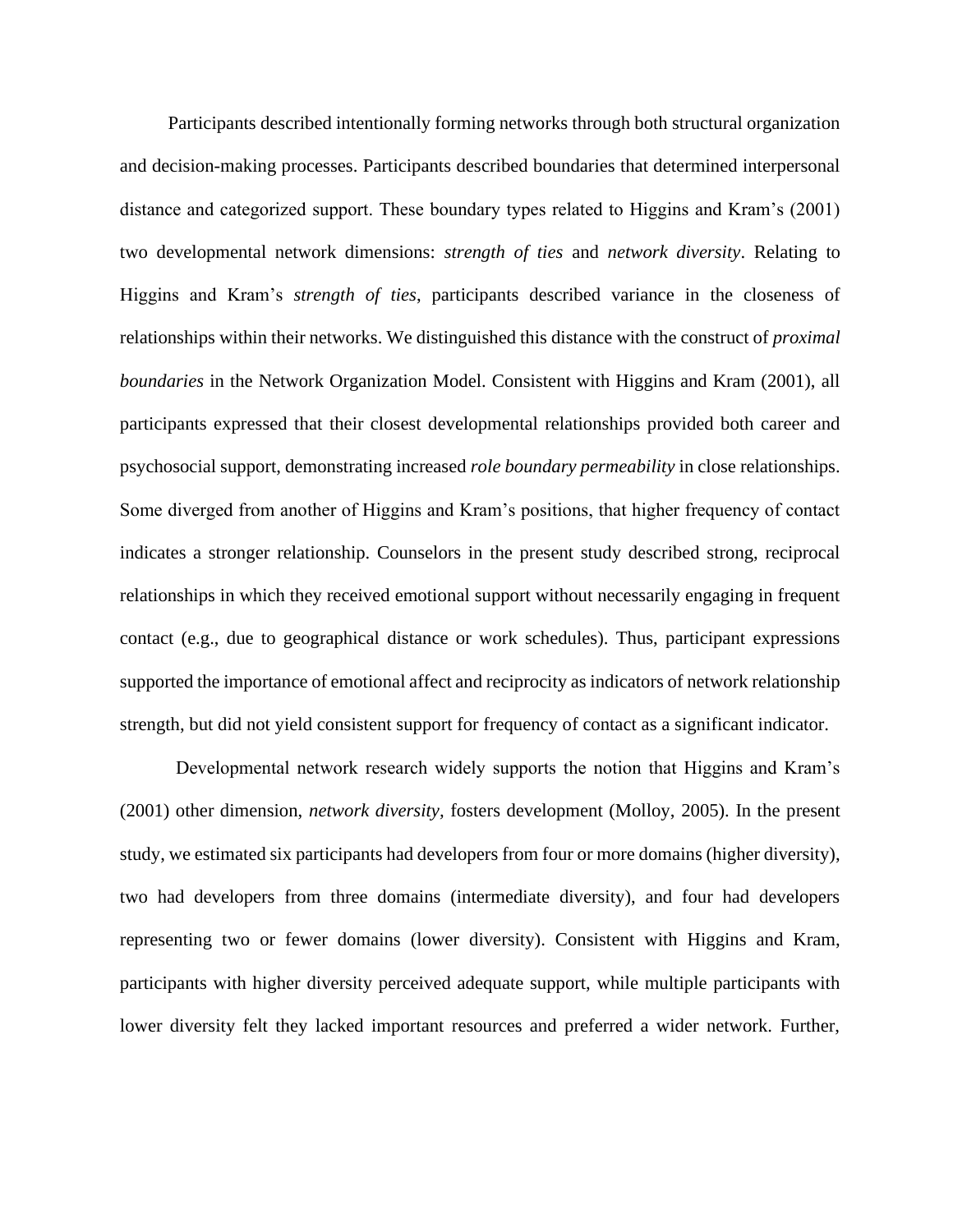Participants described intentionally forming networks through both structural organization and decision-making processes. Participants described boundaries that determined interpersonal distance and categorized support. These boundary types related to Higgins and Kram's (2001) two developmental network dimensions: *strength of ties* and *network diversity*. Relating to Higgins and Kram's *strength of ties*, participants described variance in the closeness of relationships within their networks. We distinguished this distance with the construct of *proximal boundaries* in the Network Organization Model. Consistent with Higgins and Kram (2001), all participants expressed that their closest developmental relationships provided both career and psychosocial support, demonstrating increased *role boundary permeability* in close relationships. Some diverged from another of Higgins and Kram's positions, that higher frequency of contact indicates a stronger relationship. Counselors in the present study described strong, reciprocal relationships in which they received emotional support without necessarily engaging in frequent contact (e.g., due to geographical distance or work schedules). Thus, participant expressions supported the importance of emotional affect and reciprocity as indicators of network relationship strength, but did not yield consistent support for frequency of contact as a significant indicator.

Developmental network research widely supports the notion that Higgins and Kram's (2001) other dimension, *network diversity,* fosters development (Molloy, 2005). In the present study, we estimated six participants had developers from four or more domains (higher diversity), two had developers from three domains (intermediate diversity), and four had developers representing two or fewer domains (lower diversity). Consistent with Higgins and Kram, participants with higher diversity perceived adequate support, while multiple participants with lower diversity felt they lacked important resources and preferred a wider network. Further,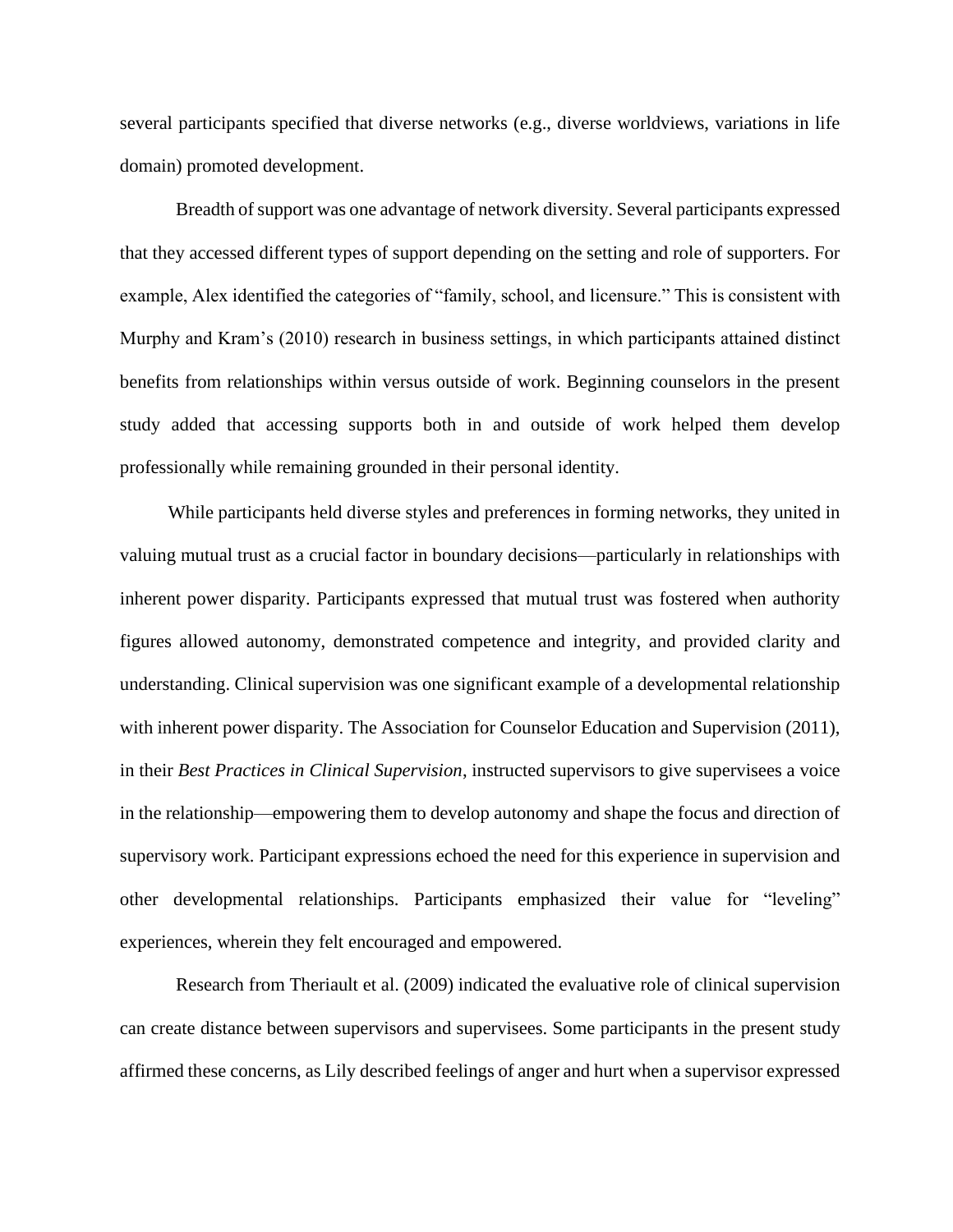several participants specified that diverse networks (e.g., diverse worldviews, variations in life domain) promoted development.

Breadth of support was one advantage of network diversity. Several participants expressed that they accessed different types of support depending on the setting and role of supporters. For example, Alex identified the categories of "family, school, and licensure." This is consistent with Murphy and Kram's (2010) research in business settings, in which participants attained distinct benefits from relationships within versus outside of work. Beginning counselors in the present study added that accessing supports both in and outside of work helped them develop professionally while remaining grounded in their personal identity.

While participants held diverse styles and preferences in forming networks, they united in valuing mutual trust as a crucial factor in boundary decisions—particularly in relationships with inherent power disparity. Participants expressed that mutual trust was fostered when authority figures allowed autonomy, demonstrated competence and integrity, and provided clarity and understanding. Clinical supervision was one significant example of a developmental relationship with inherent power disparity. The Association for Counselor Education and Supervision (2011), in their *Best Practices in Clinical Supervision*, instructed supervisors to give supervisees a voice in the relationship—empowering them to develop autonomy and shape the focus and direction of supervisory work. Participant expressions echoed the need for this experience in supervision and other developmental relationships. Participants emphasized their value for "leveling" experiences, wherein they felt encouraged and empowered.

Research from Theriault et al. (2009) indicated the evaluative role of clinical supervision can create distance between supervisors and supervisees. Some participants in the present study affirmed these concerns, as Lily described feelings of anger and hurt when a supervisor expressed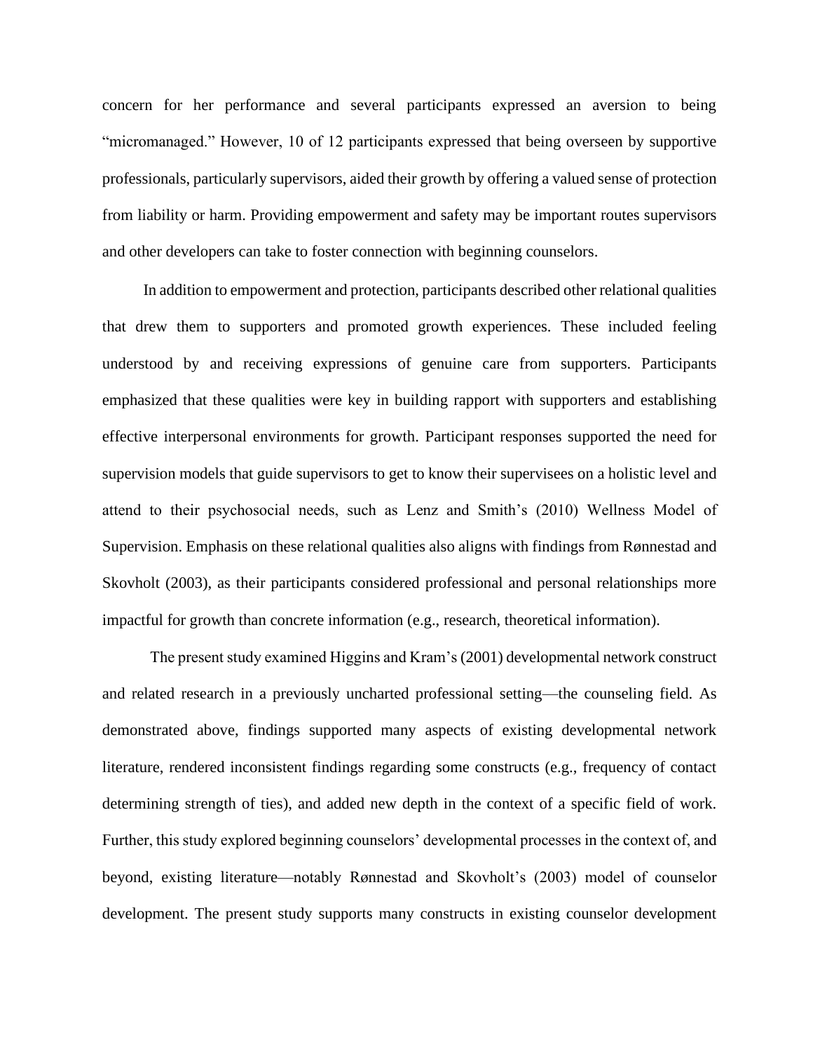concern for her performance and several participants expressed an aversion to being "micromanaged." However, 10 of 12 participants expressed that being overseen by supportive professionals, particularly supervisors, aided their growth by offering a valued sense of protection from liability or harm. Providing empowerment and safety may be important routes supervisors and other developers can take to foster connection with beginning counselors.

In addition to empowerment and protection, participants described other relational qualities that drew them to supporters and promoted growth experiences. These included feeling understood by and receiving expressions of genuine care from supporters. Participants emphasized that these qualities were key in building rapport with supporters and establishing effective interpersonal environments for growth. Participant responses supported the need for supervision models that guide supervisors to get to know their supervisees on a holistic level and attend to their psychosocial needs, such as Lenz and Smith's (2010) Wellness Model of Supervision. Emphasis on these relational qualities also aligns with findings from Rønnestad and Skovholt (2003), as their participants considered professional and personal relationships more impactful for growth than concrete information (e.g., research, theoretical information).

The present study examined Higgins and Kram's (2001) developmental network construct and related research in a previously uncharted professional setting—the counseling field. As demonstrated above, findings supported many aspects of existing developmental network literature, rendered inconsistent findings regarding some constructs (e.g., frequency of contact determining strength of ties), and added new depth in the context of a specific field of work. Further, this study explored beginning counselors' developmental processes in the context of, and beyond, existing literature—notably Rønnestad and Skovholt's (2003) model of counselor development. The present study supports many constructs in existing counselor development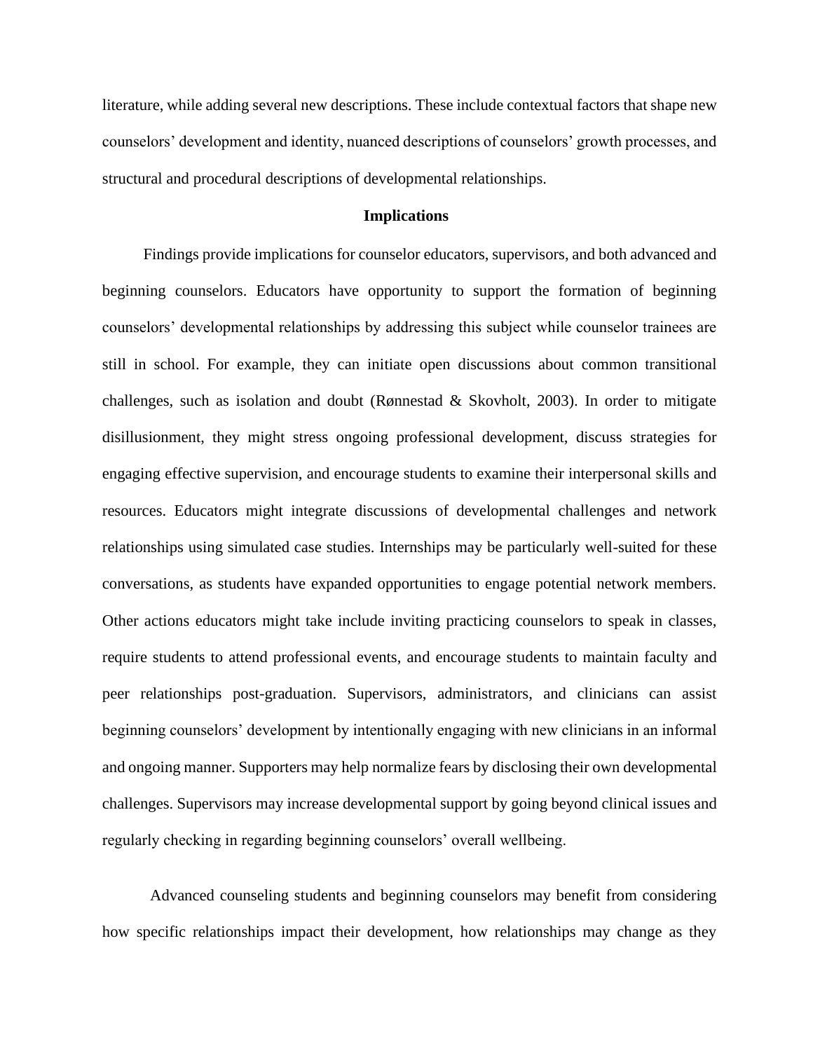literature, while adding several new descriptions. These include contextual factors that shape new counselors' development and identity, nuanced descriptions of counselors' growth processes, and structural and procedural descriptions of developmental relationships.

## Implications

Findings provide implications for counselor educators, supervisors, and both advanced and beginning counselors. Educators have opportunity to support the formation of beginning counselors' developmental relationships by addressing this subject while counselor trainees are still in school. For example, they can initiate open discussions about common transitional challenges, such as isolation and doubt (Rønnestad & Skovholt, 2003). In order to mitigate disillusionment, they might stress ongoing professional development, discuss strategies for engaging effective supervision, and encourage students to examine their interpersonal skills and resources. Educators might integrate discussions of developmental challenges and network relationships using simulated case studies. Internships may be particularly well-suited for these conversations, as students have expanded opportunities to engage potential network members. Other actions educators might take include inviting practicing counselors to speak in classes, require students to attend professional events, and encourage students to maintain faculty and peer relationships post-graduation. Supervisors, administrators, and clinicians can assist beginning counselors' development by intentionally engaging with new clinicians in an informal and ongoing manner. Supporters may help normalize fears by disclosing their own developmental challenges. Supervisors may increase developmental support by going beyond clinical issues and regularly checking in regarding beginning counselors' overall wellbeing.

Advanced counseling students and beginning counselors may benefit from considering how specific relationships impact their development, how relationships may change as they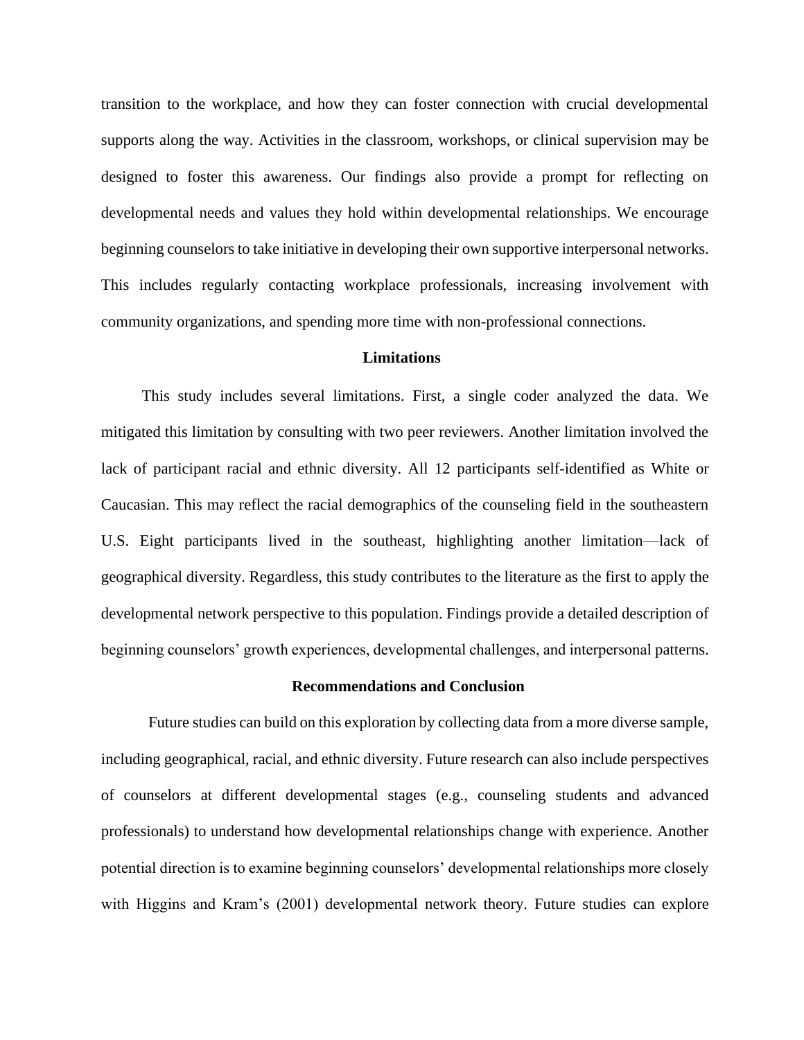transition to the workplace, and how they can foster connection with crucial developmental supports along the way. Activities in the classroom, workshops, or clinical supervision may be designed to foster this awareness. Our findings also provide a prompt for reflecting on developmental needs and values they hold within developmental relationships. We encourage beginning counselors to take initiative in developing their own supportive interpersonal networks. This includes regularly contacting workplace professionals, increasing involvement with community organizations, and spending more time with non-professional connections.

## Limitations

This study includes several limitations. First, a single coder analyzed the data. We mitigated this limitation by consulting with two peer reviewers. Another limitation involved the lack of participant racial and ethnic diversity. All 12 participants self-identified as White or Caucasian. This may reflect the racial demographics of the counseling field in the southeastern U.S. Eight participants lived in the southeast, highlighting another limitation—lack of geographical diversity. Regardless, this study contributes to the literature as the first to apply the developmental network perspective to this population. Findings provide a detailed description of beginning counselors' growth experiences, developmental challenges, and interpersonal patterns.

## Recommendations and Conclusion

Future studies can build on this exploration by collecting data from a more diverse sample, including geographical, racial, and ethnic diversity. Future research can also include perspectives of counselors at different developmental stages (e.g., counseling students and advanced professionals) to understand how developmental relationships change with experience. Another potential direction is to examine beginning counselors' developmental relationships more closely with Higgins and Kram's (2001) developmental network theory. Future studies can explore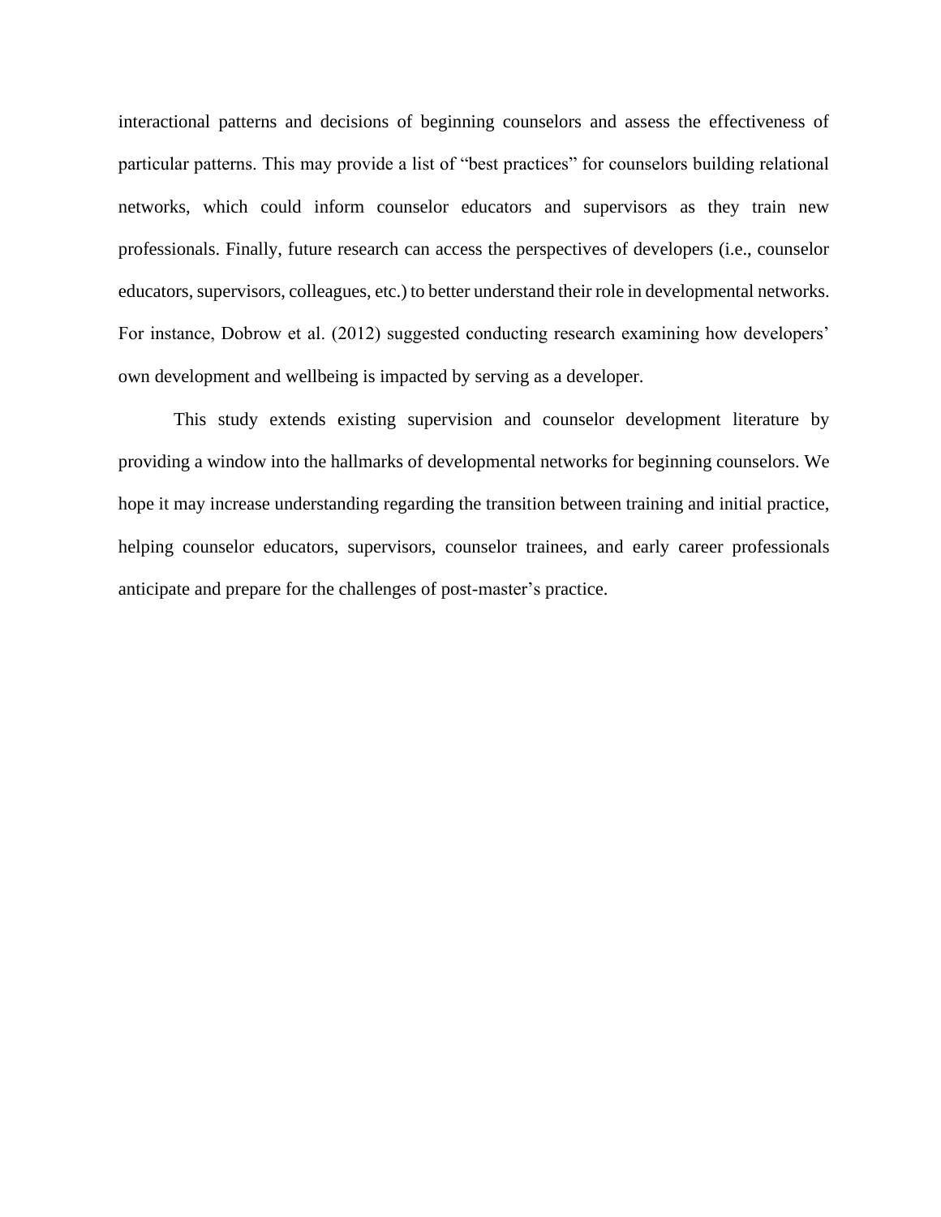interactional patterns and decisions of beginning counselors and assess the effectiveness of particular patterns. This may provide a list of "best practices" for counselors building relational networks, which could inform counselor educators and supervisors as they train new professionals. Finally, future research can access the perspectives of developers (i.e., counselor educators, supervisors, colleagues, etc.) to better understand their role in developmental networks. For instance, Dobrow et al. (2012) suggested conducting research examining how developers' own development and wellbeing is impacted by serving as a developer.

This study extends existing supervision and counselor development literature by providing a window into the hallmarks of developmental networks for beginning counselors. We hope it may increase understanding regarding the transition between training and initial practice, helping counselor educators, supervisors, counselor trainees, and early career professionals anticipate and prepare for the challenges of post-master's practice.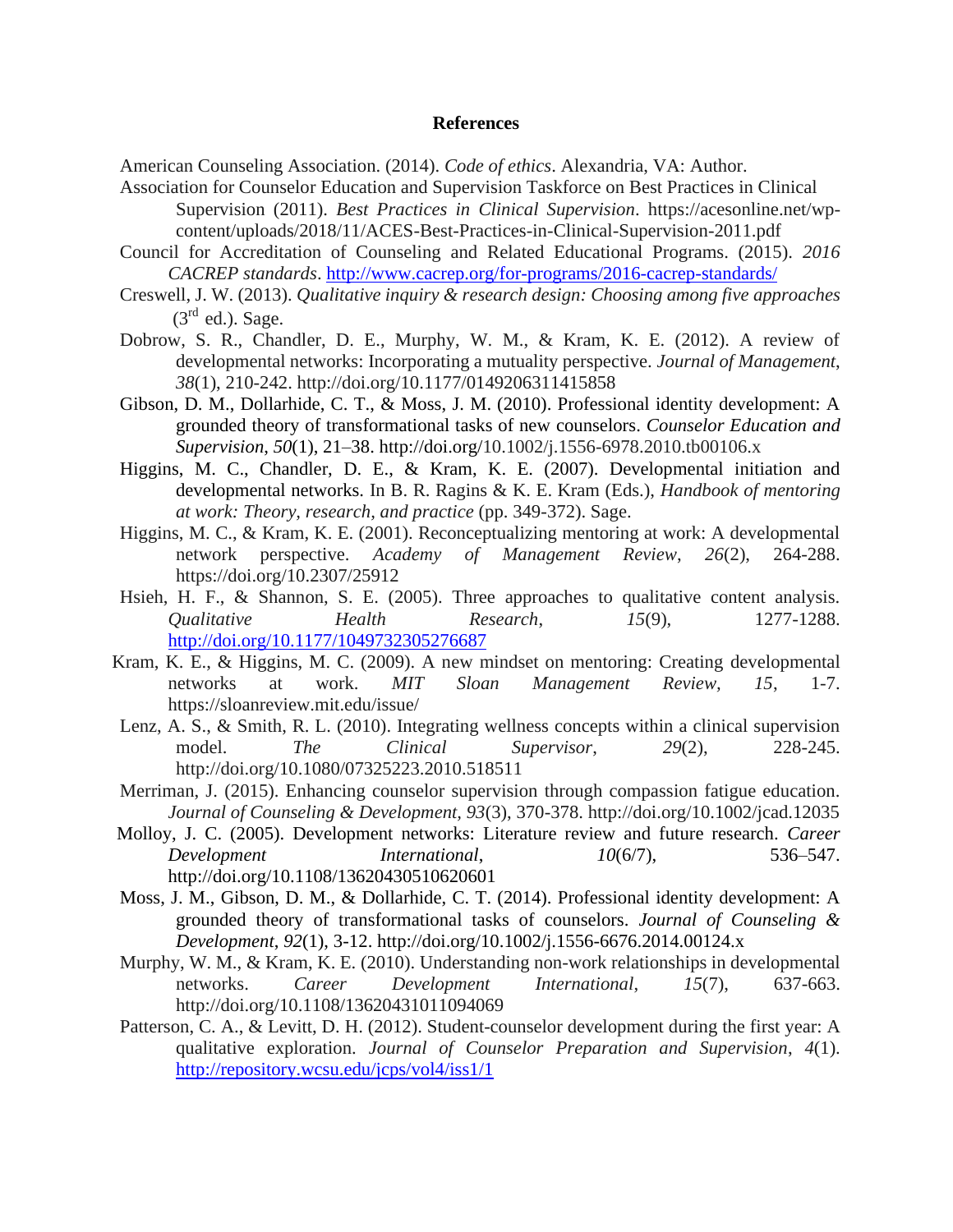# References

American Counseling Association. (2014). *Code of ethics*. Alexandria, VA: Author.

Association for Counselor Education and Supervision Taskforce on Best Practices in Clinical Supervision (2011). *Best Practices in Clinical Supervision*. https://acesonline.net/wp-content/uploads/2018/11/ACES-Best-Practices-in-Clinical-Supervision-2011.pdf

Council for Accreditation of Counseling and Related Educational Programs. (2015). *2016 CACREP standards*. http://www.cacrep.org/for-programs/2016-cacrep-standards/

Creswell, J. W. (2013). *Qualitative inquiry & research design: Choosing among five approaches* (3rd ed.). Sage.

Dobrow, S. R., Chandler, D. E., Murphy, W. M., & Kram, K. E. (2012). A review of developmental networks: Incorporating a mutuality perspective. *Journal of Management*, *38*(1), 210-242. http://doi.org/10.1177/0149206311415858

Gibson, D. M., Dollarhide, C. T., & Moss, J. M. (2010). Professional identity development: A grounded theory of transformational tasks of new counselors. *Counselor Education and Supervision*, *50*(1), 21–38. http://doi.org/10.1002/j.1556-6978.2010.tb00106.x

Higgins, M. C., Chandler, D. E., & Kram, K. E. (2007). Developmental initiation and developmental networks. In B. R. Ragins & K. E. Kram (Eds.), *Handbook of mentoring at work: Theory, research, and practice* (pp. 349-372). Sage.

Higgins, M. C., & Kram, K. E. (2001). Reconceptualizing mentoring at work: A developmental network perspective. *Academy of Management Review*, *26*(2), 264-288. https://doi.org/10.2307/25912

Hsieh, H. F., & Shannon, S. E. (2005). Three approaches to qualitative content analysis. *Qualitative Health Research*, *15*(9), 1277-1288. http://doi.org/10.1177/1049732305276687

Kram, K. E., & Higgins, M. C. (2009). A new mindset on mentoring: Creating developmental networks at work. *MIT Sloan Management Review*, *15*, 1-7. https://sloanreview.mit.edu/issue/

Lenz, A. S., & Smith, R. L. (2010). Integrating wellness concepts within a clinical supervision model. *The Clinical Supervisor*, *29*(2), 228-245. http://doi.org/10.1080/07325223.2010.518511

Merriman, J. (2015). Enhancing counselor supervision through compassion fatigue education. *Journal of Counseling & Development*, *93*(3), 370-378. http://doi.org/10.1002/jcad.12035

Molloy, J. C. (2005). Development networks: Literature review and future research. *Career Development International*, *10*(6/7), 536–547. http://doi.org/10.1108/13620430510620601

Moss, J. M., Gibson, D. M., & Dollarhide, C. T. (2014). Professional identity development: A grounded theory of transformational tasks of counselors. *Journal of Counseling & Development*, *92*(1), 3-12. http://doi.org/10.1002/j.1556-6676.2014.00124.x

Murphy, W. M., & Kram, K. E. (2010). Understanding non-work relationships in developmental networks. *Career Development International*, *15*(7), 637-663. http://doi.org/10.1108/13620431011094069

Patterson, C. A., & Levitt, D. H. (2012). Student-counselor development during the first year: A qualitative exploration. *Journal of Counselor Preparation and Supervision*, *4*(1). http://repository.wcsu.edu/jcps/vol4/iss1/1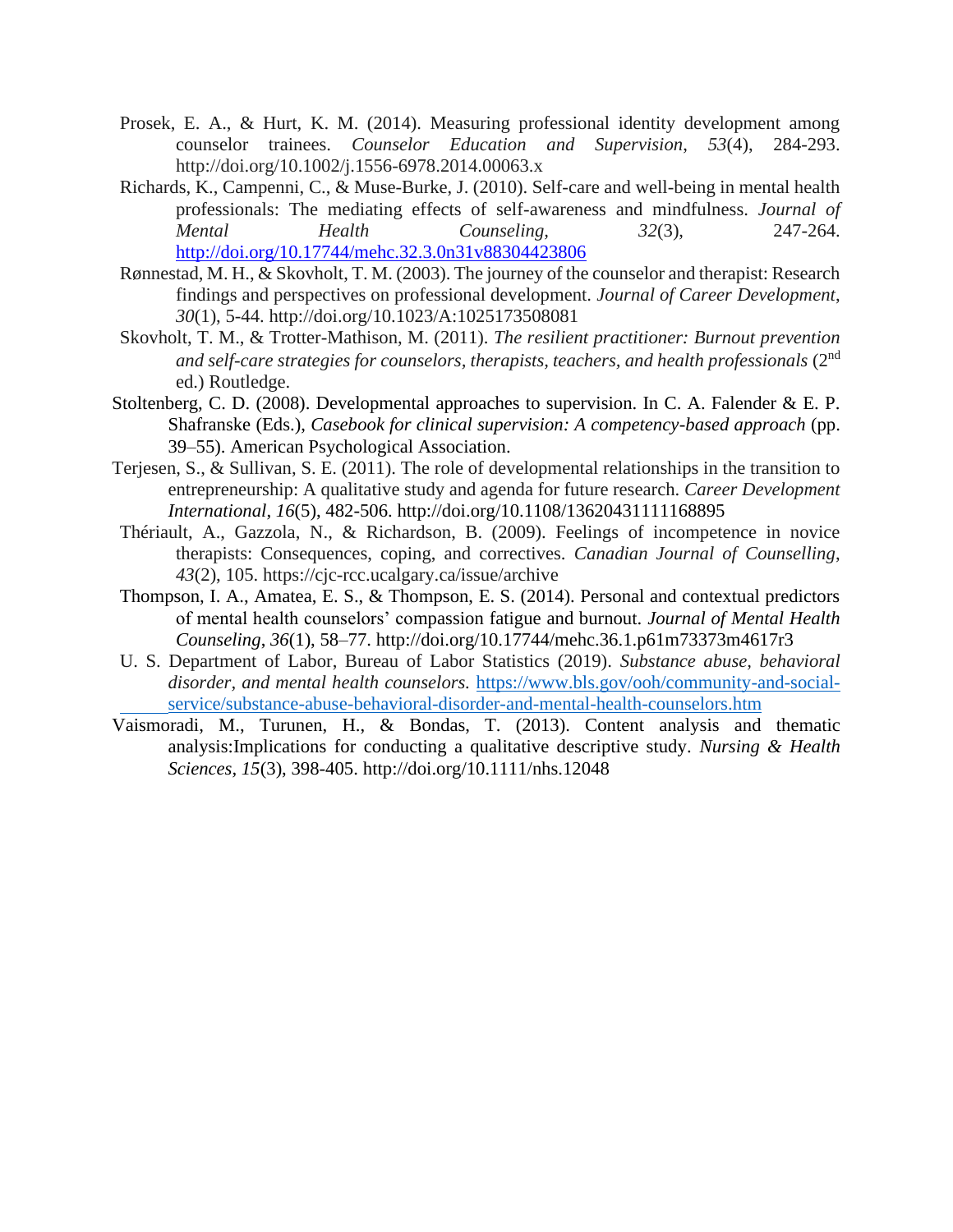Prosek, E. A., & Hurt, K. M. (2014). Measuring professional identity development among counselor trainees. *Counselor Education and Supervision*, *53*(4), 284-293. http://doi.org/10.1002/j.1556-6978.2014.00063.x

Richards, K., Campenni, C., & Muse-Burke, J. (2010). Self-care and well-being in mental health professionals: The mediating effects of self-awareness and mindfulness. *Journal of Mental Health Counseling*, *32*(3), 247-264. http://doi.org/10.17744/mehc.32.3.0n31v88304423806

Rønnestad, M. H., & Skovholt, T. M. (2003). The journey of the counselor and therapist: Research findings and perspectives on professional development. *Journal of Career Development*, *30*(1), 5-44. http://doi.org/10.1023/A:1025173508081

Skovholt, T. M., & Trotter-Mathison, M. (2011). *The resilient practitioner: Burnout prevention and self-care strategies for counselors, therapists, teachers, and health professionals* (2nd ed.) Routledge.

Stoltenberg, C. D. (2008). Developmental approaches to supervision. In C. A. Falender & E. P. Shafranske (Eds.), *Casebook for clinical supervision: A competency-based approach* (pp. 39–55). American Psychological Association.

Terjesen, S., & Sullivan, S. E. (2011). The role of developmental relationships in the transition to entrepreneurship: A qualitative study and agenda for future research. *Career Development International*, *16*(5), 482-506. http://doi.org/10.1108/13620431111168895

Thériault, A., Gazzola, N., & Richardson, B. (2009). Feelings of incompetence in novice therapists: Consequences, coping, and correctives. *Canadian Journal of Counselling*, *43*(2), 105. https://cjc-rcc.ucalgary.ca/issue/archive

Thompson, I. A., Amatea, E. S., & Thompson, E. S. (2014). Personal and contextual predictors of mental health counselors' compassion fatigue and burnout. *Journal of Mental Health Counseling*, *36*(1), 58–77. http://doi.org/10.17744/mehc.36.1.p61m73373m4617r3

U. S. Department of Labor, Bureau of Labor Statistics (2019). *Substance abuse, behavioral disorder, and mental health counselors.* https://www.bls.gov/ooh/community-and-social-service/substance-abuse-behavioral-disorder-and-mental-health-counselors.htm

Vaismoradi, M., Turunen, H., & Bondas, T. (2013). Content analysis and thematic analysis:Implications for conducting a qualitative descriptive study. *Nursing & Health Sciences*, *15*(3), 398-405. http://doi.org/10.1111/nhs.12048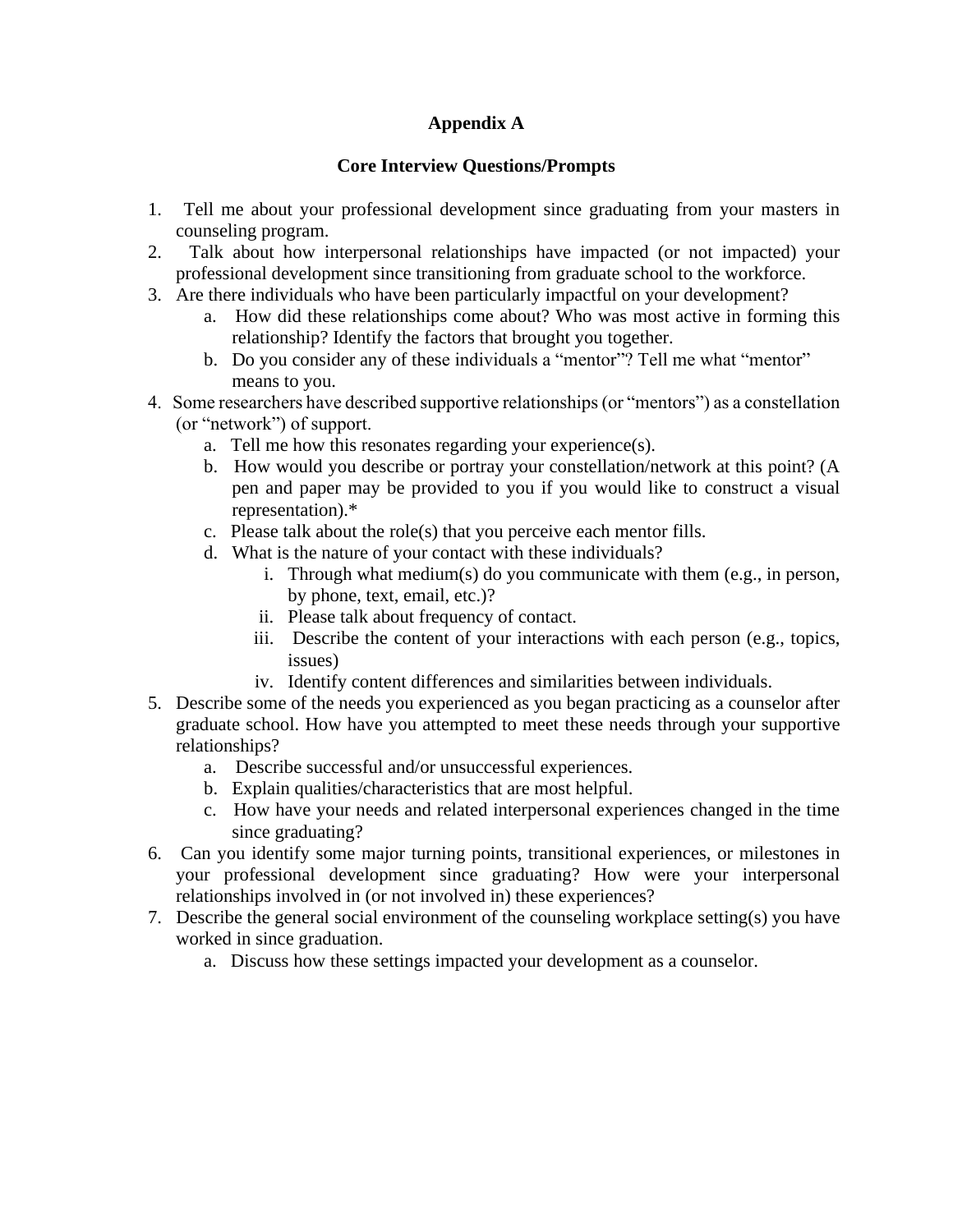# Appendix A

## Core Interview Questions/Prompts

1. Tell me about your professional development since graduating from your masters in counseling program.
2. Talk about how interpersonal relationships have impacted (or not impacted) your professional development since transitioning from graduate school to the workforce.
3. Are there individuals who have been particularly impactful on your development?
   a. How did these relationships come about? Who was most active in forming this relationship? Identify the factors that brought you together.
   b. Do you consider any of these individuals a "mentor"? Tell me what "mentor" means to you.
4. Some researchers have described supportive relationships (or "mentors") as a constellation (or "network") of support.
   a. Tell me how this resonates regarding your experience(s).
   b. How would you describe or portray your constellation/network at this point? (A pen and paper may be provided to you if you would like to construct a visual representation).*
   c. Please talk about the role(s) that you perceive each mentor fills.
   d. What is the nature of your contact with these individuals?
      i. Through what medium(s) do you communicate with them (e.g., in person, by phone, text, email, etc.)?
      ii. Please talk about frequency of contact.
      iii. Describe the content of your interactions with each person (e.g., topics, issues)
      iv. Identify content differences and similarities between individuals.
5. Describe some of the needs you experienced as you began practicing as a counselor after graduate school. How have you attempted to meet these needs through your supportive relationships?
   a. Describe successful and/or unsuccessful experiences.
   b. Explain qualities/characteristics that are most helpful.
   c. How have your needs and related interpersonal experiences changed in the time since graduating?
6. Can you identify some major turning points, transitional experiences, or milestones in your professional development since graduating? How were your interpersonal relationships involved in (or not involved in) these experiences?
7. Describe the general social environment of the counseling workplace setting(s) you have worked in since graduation.
   a. Discuss how these settings impacted your development as a counselor.